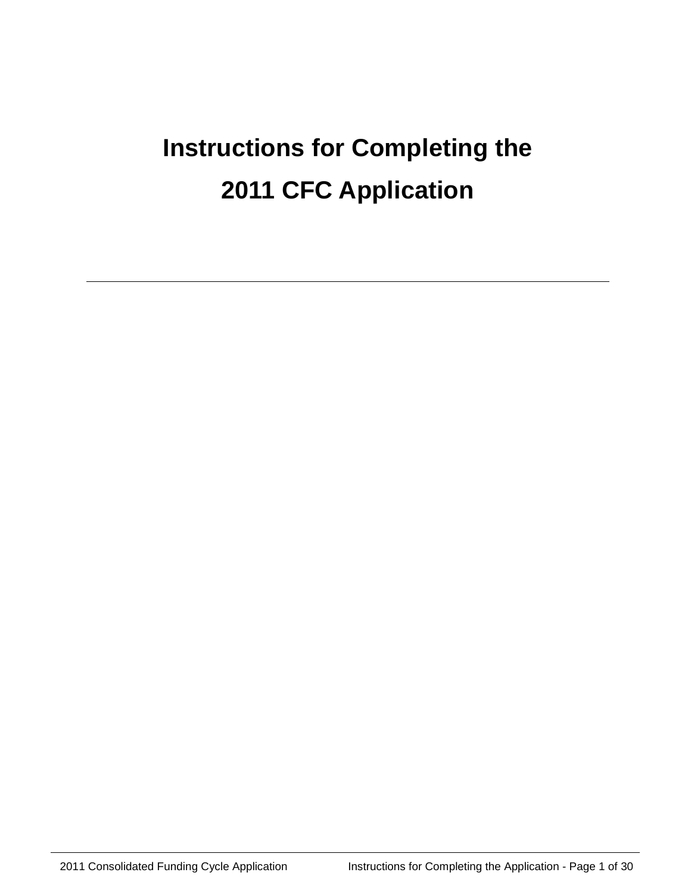# Instructions for Completing the 2011 CFC Application

---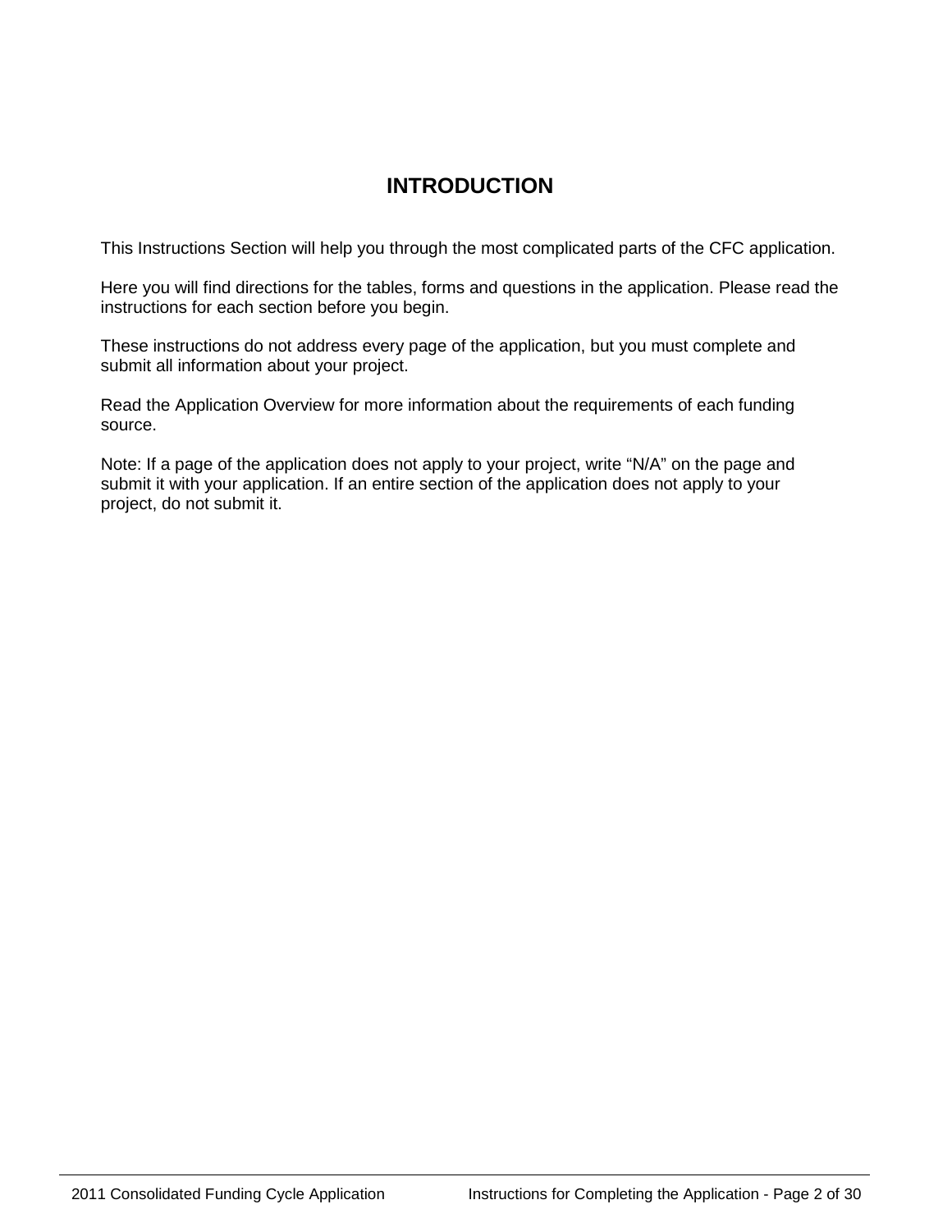# INTRODUCTION

This Instructions Section will help you through the most complicated parts of the CFC application.

Here you will find directions for the tables, forms and questions in the application. Please read the instructions for each section before you begin.

These instructions do not address every page of the application, but you must complete and submit all information about your project.

Read the Application Overview for more information about the requirements of each funding source.

Note: If a page of the application does not apply to your project, write "N/A" on the page and submit it with your application. If an entire section of the application does not apply to your project, do not submit it.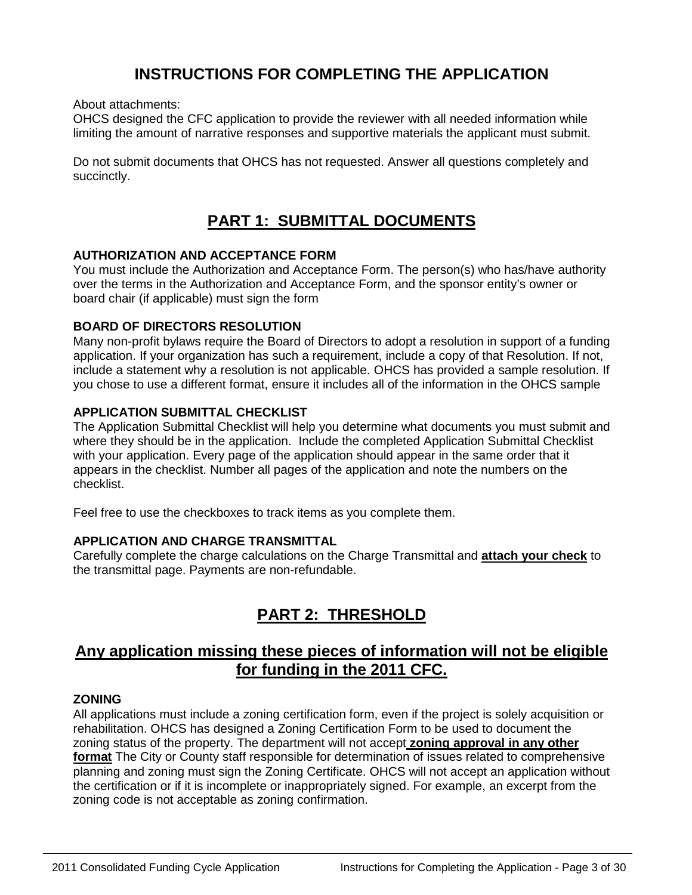# INSTRUCTIONS FOR COMPLETING THE APPLICATION

About attachments:
OHCS designed the CFC application to provide the reviewer with all needed information while limiting the amount of narrative responses and supportive materials the applicant must submit.

Do not submit documents that OHCS has not requested. Answer all questions completely and succinctly.

## PART 1: SUBMITTAL DOCUMENTS

### AUTHORIZATION AND ACCEPTANCE FORM

You must include the Authorization and Acceptance Form. The person(s) who has/have authority over the terms in the Authorization and Acceptance Form, and the sponsor entity's owner or board chair (if applicable) must sign the form

### BOARD OF DIRECTORS RESOLUTION

Many non-profit bylaws require the Board of Directors to adopt a resolution in support of a funding application. If your organization has such a requirement, include a copy of that Resolution. If not, include a statement why a resolution is not applicable. OHCS has provided a sample resolution. If you chose to use a different format, ensure it includes all of the information in the OHCS sample

### APPLICATION SUBMITTAL CHECKLIST

The Application Submittal Checklist will help you determine what documents you must submit and where they should be in the application. Include the completed Application Submittal Checklist with your application. Every page of the application should appear in the same order that it appears in the checklist. Number all pages of the application and note the numbers on the checklist.

Feel free to use the checkboxes to track items as you complete them.

### APPLICATION AND CHARGE TRANSMITTAL

Carefully complete the charge calculations on the Charge Transmittal and **attach your check** to the transmittal page. Payments are non-refundable.

## PART 2: THRESHOLD

## Any application missing these pieces of information will not be eligible for funding in the 2011 CFC.

### ZONING

All applications must include a zoning certification form, even if the project is solely acquisition or rehabilitation. OHCS has designed a Zoning Certification Form to be used to document the zoning status of the property. The department will not accept **zoning approval in any other format** The City or County staff responsible for determination of issues related to comprehensive planning and zoning must sign the Zoning Certificate. OHCS will not accept an application without the certification or if it is incomplete or inappropriately signed. For example, an excerpt from the zoning code is not acceptable as zoning confirmation.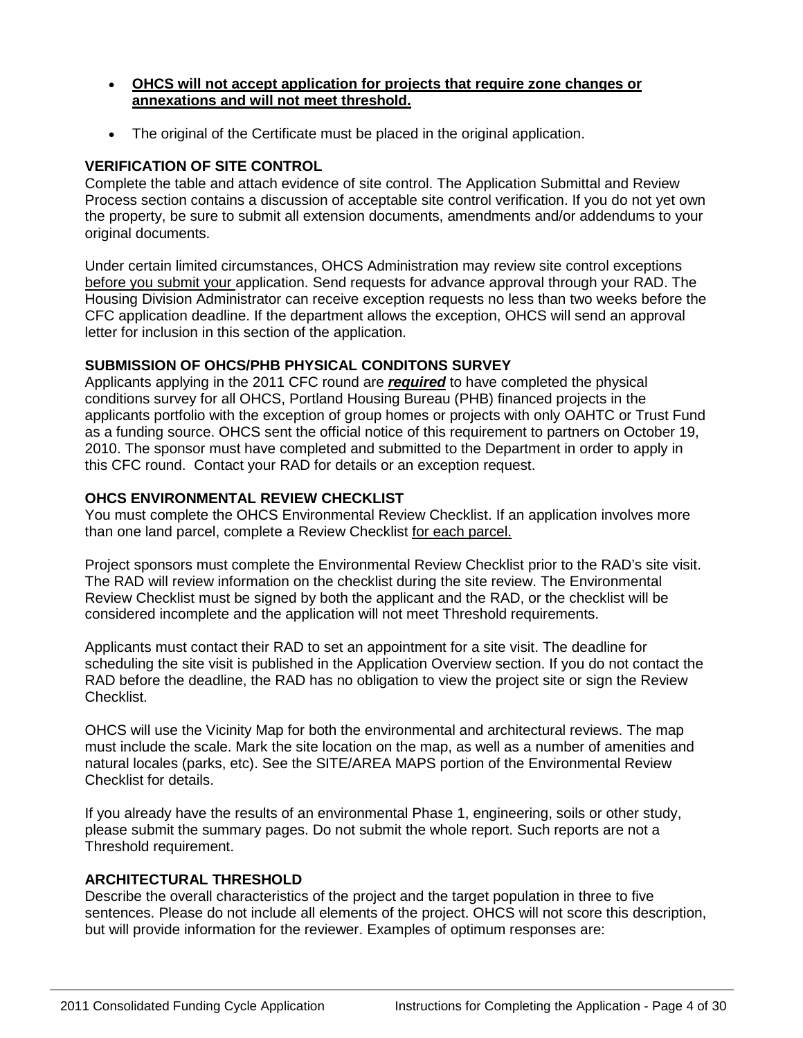- **OHCS will not accept application for projects that require zone changes or annexations and will not meet threshold.**

- The original of the Certificate must be placed in the original application.

**VERIFICATION OF SITE CONTROL**

Complete the table and attach evidence of site control. The Application Submittal and Review Process section contains a discussion of acceptable site control verification. If you do not yet own the property, be sure to submit all extension documents, amendments and/or addendums to your original documents.

Under certain limited circumstances, OHCS Administration may review site control exceptions before you submit your application. Send requests for advance approval through your RAD. The Housing Division Administrator can receive exception requests no less than two weeks before the CFC application deadline. If the department allows the exception, OHCS will send an approval letter for inclusion in this section of the application.

**SUBMISSION OF OHCS/PHB PHYSICAL CONDITONS SURVEY**

Applicants applying in the 2011 CFC round are ***required*** to have completed the physical conditions survey for all OHCS, Portland Housing Bureau (PHB) financed projects in the applicants portfolio with the exception of group homes or projects with only OAHTC or Trust Fund as a funding source. OHCS sent the official notice of this requirement to partners on October 19, 2010. The sponsor must have completed and submitted to the Department in order to apply in this CFC round. Contact your RAD for details or an exception request.

**OHCS ENVIRONMENTAL REVIEW CHECKLIST**

You must complete the OHCS Environmental Review Checklist. If an application involves more than one land parcel, complete a Review Checklist for each parcel.

Project sponsors must complete the Environmental Review Checklist prior to the RAD's site visit. The RAD will review information on the checklist during the site review. The Environmental Review Checklist must be signed by both the applicant and the RAD, or the checklist will be considered incomplete and the application will not meet Threshold requirements.

Applicants must contact their RAD to set an appointment for a site visit. The deadline for scheduling the site visit is published in the Application Overview section. If you do not contact the RAD before the deadline, the RAD has no obligation to view the project site or sign the Review Checklist.

OHCS will use the Vicinity Map for both the environmental and architectural reviews. The map must include the scale. Mark the site location on the map, as well as a number of amenities and natural locales (parks, etc). See the SITE/AREA MAPS portion of the Environmental Review Checklist for details.

If you already have the results of an environmental Phase 1, engineering, soils or other study, please submit the summary pages. Do not submit the whole report. Such reports are not a Threshold requirement.

**ARCHITECTURAL THRESHOLD**

Describe the overall characteristics of the project and the target population in three to five sentences. Please do not include all elements of the project. OHCS will not score this description, but will provide information for the reviewer. Examples of optimum responses are: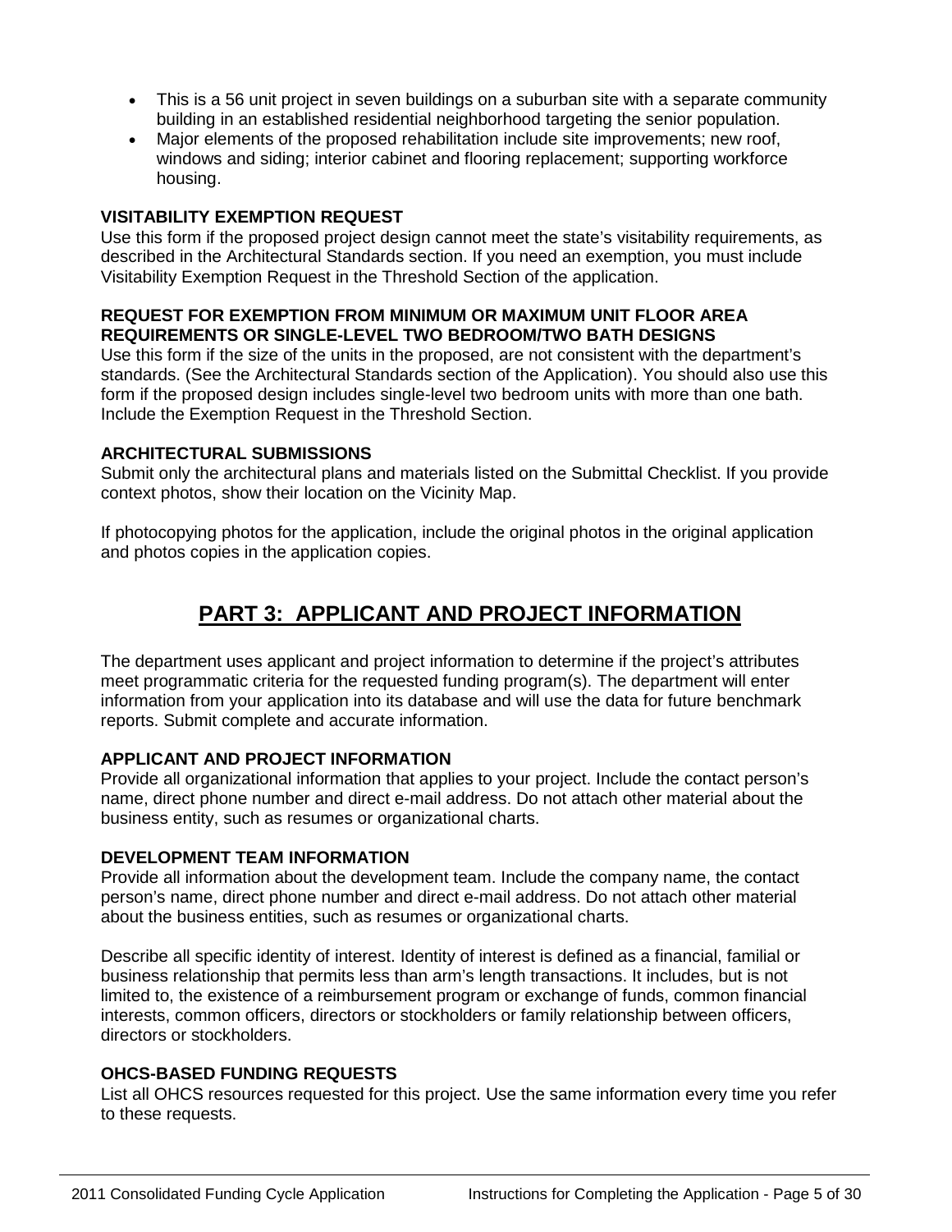- This is a 56 unit project in seven buildings on a suburban site with a separate community building in an established residential neighborhood targeting the senior population.
- Major elements of the proposed rehabilitation include site improvements; new roof, windows and siding; interior cabinet and flooring replacement; supporting workforce housing.

**VISITABILITY EXEMPTION REQUEST**

Use this form if the proposed project design cannot meet the state's visitability requirements, as described in the Architectural Standards section. If you need an exemption, you must include Visitability Exemption Request in the Threshold Section of the application.

**REQUEST FOR EXEMPTION FROM MINIMUM OR MAXIMUM UNIT FLOOR AREA REQUIREMENTS OR SINGLE-LEVEL TWO BEDROOM/TWO BATH DESIGNS**

Use this form if the size of the units in the proposed, are not consistent with the department's standards. (See the Architectural Standards section of the Application). You should also use this form if the proposed design includes single-level two bedroom units with more than one bath. Include the Exemption Request in the Threshold Section.

**ARCHITECTURAL SUBMISSIONS**

Submit only the architectural plans and materials listed on the Submittal Checklist. If you provide context photos, show their location on the Vicinity Map.

If photocopying photos for the application, include the original photos in the original application and photos copies in the application copies.

# PART 3: APPLICANT AND PROJECT INFORMATION

The department uses applicant and project information to determine if the project's attributes meet programmatic criteria for the requested funding program(s). The department will enter information from your application into its database and will use the data for future benchmark reports. Submit complete and accurate information.

**APPLICANT AND PROJECT INFORMATION**

Provide all organizational information that applies to your project. Include the contact person's name, direct phone number and direct e-mail address. Do not attach other material about the business entity, such as resumes or organizational charts.

**DEVELOPMENT TEAM INFORMATION**

Provide all information about the development team. Include the company name, the contact person's name, direct phone number and direct e-mail address. Do not attach other material about the business entities, such as resumes or organizational charts.

Describe all specific identity of interest. Identity of interest is defined as a financial, familial or business relationship that permits less than arm's length transactions. It includes, but is not limited to, the existence of a reimbursement program or exchange of funds, common financial interests, common officers, directors or stockholders or family relationship between officers, directors or stockholders.

**OHCS-BASED FUNDING REQUESTS**

List all OHCS resources requested for this project. Use the same information every time you refer to these requests.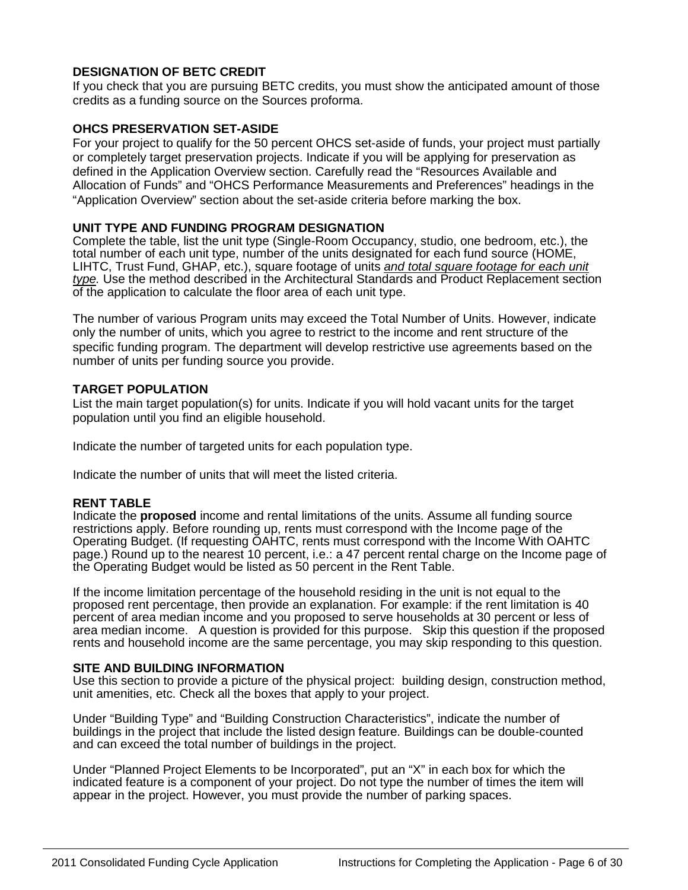**DESIGNATION OF BETC CREDIT**

If you check that you are pursuing BETC credits, you must show the anticipated amount of those credits as a funding source on the Sources proforma.

**OHCS PRESERVATION SET-ASIDE**

For your project to qualify for the 50 percent OHCS set-aside of funds, your project must partially or completely target preservation projects. Indicate if you will be applying for preservation as defined in the Application Overview section. Carefully read the "Resources Available and Allocation of Funds" and "OHCS Performance Measurements and Preferences" headings in the "Application Overview" section about the set-aside criteria before marking the box.

**UNIT TYPE AND FUNDING PROGRAM DESIGNATION**

Complete the table, list the unit type (Single-Room Occupancy, studio, one bedroom, etc.), the total number of each unit type, number of the units designated for each fund source (HOME, LIHTC, Trust Fund, GHAP, etc.), square footage of units *and total square footage for each unit type.* Use the method described in the Architectural Standards and Product Replacement section of the application to calculate the floor area of each unit type.

The number of various Program units may exceed the Total Number of Units. However, indicate only the number of units, which you agree to restrict to the income and rent structure of the specific funding program. The department will develop restrictive use agreements based on the number of units per funding source you provide.

**TARGET POPULATION**

List the main target population(s) for units. Indicate if you will hold vacant units for the target population until you find an eligible household.

Indicate the number of targeted units for each population type.

Indicate the number of units that will meet the listed criteria.

**RENT TABLE**

Indicate the **proposed** income and rental limitations of the units. Assume all funding source restrictions apply. Before rounding up, rents must correspond with the Income page of the Operating Budget. (If requesting OAHTC, rents must correspond with the Income With OAHTC page.) Round up to the nearest 10 percent, i.e.: a 47 percent rental charge on the Income page of the Operating Budget would be listed as 50 percent in the Rent Table.

If the income limitation percentage of the household residing in the unit is not equal to the proposed rent percentage, then provide an explanation. For example: if the rent limitation is 40 percent of area median income and you proposed to serve households at 30 percent or less of area median income. A question is provided for this purpose. Skip this question if the proposed rents and household income are the same percentage, you may skip responding to this question.

**SITE AND BUILDING INFORMATION**

Use this section to provide a picture of the physical project: building design, construction method, unit amenities, etc. Check all the boxes that apply to your project.

Under "Building Type" and "Building Construction Characteristics", indicate the number of buildings in the project that include the listed design feature. Buildings can be double-counted and can exceed the total number of buildings in the project.

Under "Planned Project Elements to be Incorporated", put an "X" in each box for which the indicated feature is a component of your project. Do not type the number of times the item will appear in the project. However, you must provide the number of parking spaces.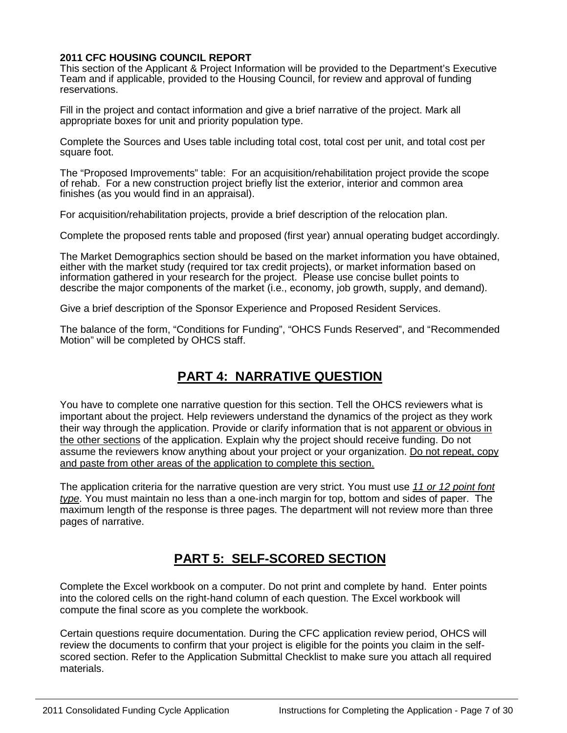**2011 CFC HOUSING COUNCIL REPORT**

This section of the Applicant & Project Information will be provided to the Department's Executive Team and if applicable, provided to the Housing Council, for review and approval of funding reservations.

Fill in the project and contact information and give a brief narrative of the project. Mark all appropriate boxes for unit and priority population type.

Complete the Sources and Uses table including total cost, total cost per unit, and total cost per square foot.

The "Proposed Improvements" table: For an acquisition/rehabilitation project provide the scope of rehab. For a new construction project briefly list the exterior, interior and common area finishes (as you would find in an appraisal).

For acquisition/rehabilitation projects, provide a brief description of the relocation plan.

Complete the proposed rents table and proposed (first year) annual operating budget accordingly.

The Market Demographics section should be based on the market information you have obtained, either with the market study (required tor tax credit projects), or market information based on information gathered in your research for the project. Please use concise bullet points to describe the major components of the market (i.e., economy, job growth, supply, and demand).

Give a brief description of the Sponsor Experience and Proposed Resident Services.

The balance of the form, "Conditions for Funding", "OHCS Funds Reserved", and "Recommended Motion" will be completed by OHCS staff.

## PART 4: NARRATIVE QUESTION

You have to complete one narrative question for this section. Tell the OHCS reviewers what is important about the project. Help reviewers understand the dynamics of the project as they work their way through the application. Provide or clarify information that is not apparent or obvious in the other sections of the application. Explain why the project should receive funding. Do not assume the reviewers know anything about your project or your organization. Do not repeat, copy and paste from other areas of the application to complete this section.

The application criteria for the narrative question are very strict. You must use *11 or 12 point font type*. You must maintain no less than a one-inch margin for top, bottom and sides of paper. The maximum length of the response is three pages. The department will not review more than three pages of narrative.

## PART 5: SELF-SCORED SECTION

Complete the Excel workbook on a computer. Do not print and complete by hand. Enter points into the colored cells on the right-hand column of each question. The Excel workbook will compute the final score as you complete the workbook.

Certain questions require documentation. During the CFC application review period, OHCS will review the documents to confirm that your project is eligible for the points you claim in the self-scored section. Refer to the Application Submittal Checklist to make sure you attach all required materials.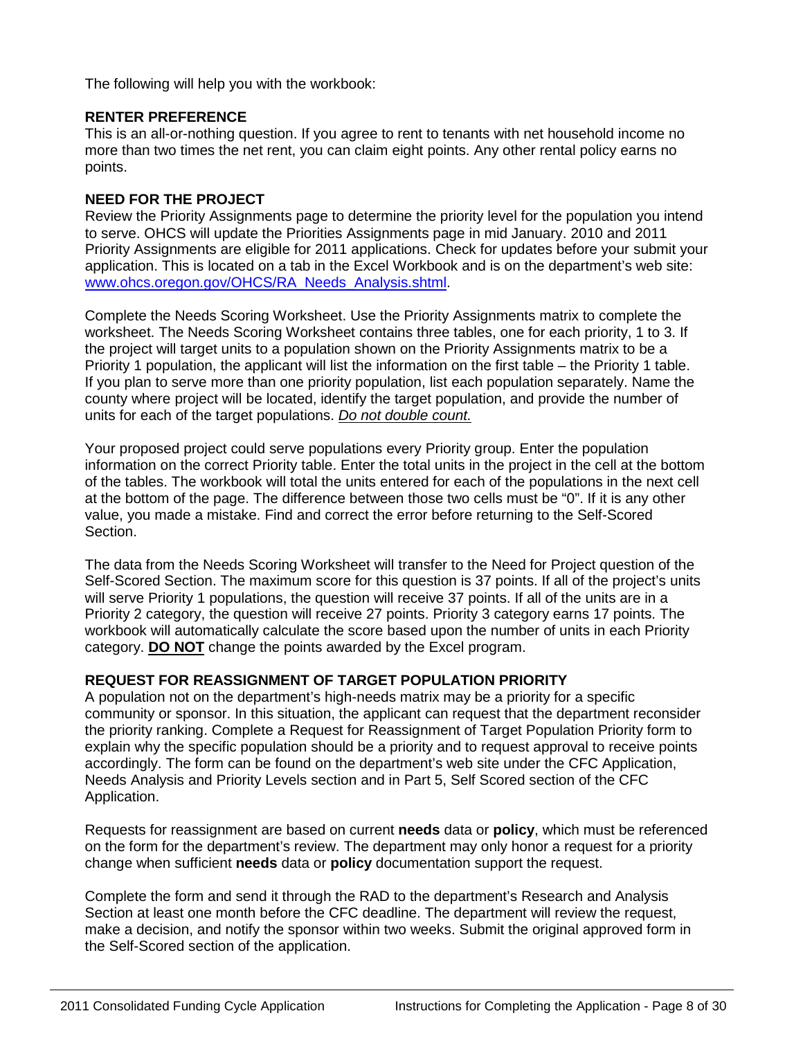The following will help you with the workbook:

**RENTER PREFERENCE**

This is an all-or-nothing question. If you agree to rent to tenants with net household income no more than two times the net rent, you can claim eight points. Any other rental policy earns no points.

**NEED FOR THE PROJECT**

Review the Priority Assignments page to determine the priority level for the population you intend to serve. OHCS will update the Priorities Assignments page in mid January. 2010 and 2011 Priority Assignments are eligible for 2011 applications. Check for updates before your submit your application. This is located on a tab in the Excel Workbook and is on the department's web site: www.ohcs.oregon.gov/OHCS/RA_Needs_Analysis.shtml.

Complete the Needs Scoring Worksheet. Use the Priority Assignments matrix to complete the worksheet. The Needs Scoring Worksheet contains three tables, one for each priority, 1 to 3. If the project will target units to a population shown on the Priority Assignments matrix to be a Priority 1 population, the applicant will list the information on the first table – the Priority 1 table. If you plan to serve more than one priority population, list each population separately. Name the county where project will be located, identify the target population, and provide the number of units for each of the target populations. *Do not double count.*

Your proposed project could serve populations every Priority group. Enter the population information on the correct Priority table. Enter the total units in the project in the cell at the bottom of the tables. The workbook will total the units entered for each of the populations in the next cell at the bottom of the page. The difference between those two cells must be "0". If it is any other value, you made a mistake. Find and correct the error before returning to the Self-Scored Section.

The data from the Needs Scoring Worksheet will transfer to the Need for Project question of the Self-Scored Section. The maximum score for this question is 37 points. If all of the project's units will serve Priority 1 populations, the question will receive 37 points. If all of the units are in a Priority 2 category, the question will receive 27 points. Priority 3 category earns 17 points. The workbook will automatically calculate the score based upon the number of units in each Priority category. **DO NOT** change the points awarded by the Excel program.

**REQUEST FOR REASSIGNMENT OF TARGET POPULATION PRIORITY**

A population not on the department's high-needs matrix may be a priority for a specific community or sponsor. In this situation, the applicant can request that the department reconsider the priority ranking. Complete a Request for Reassignment of Target Population Priority form to explain why the specific population should be a priority and to request approval to receive points accordingly. The form can be found on the department's web site under the CFC Application, Needs Analysis and Priority Levels section and in Part 5, Self Scored section of the CFC Application.

Requests for reassignment are based on current **needs** data or **policy**, which must be referenced on the form for the department's review. The department may only honor a request for a priority change when sufficient **needs** data or **policy** documentation support the request.

Complete the form and send it through the RAD to the department's Research and Analysis Section at least one month before the CFC deadline. The department will review the request, make a decision, and notify the sponsor within two weeks. Submit the original approved form in the Self-Scored section of the application.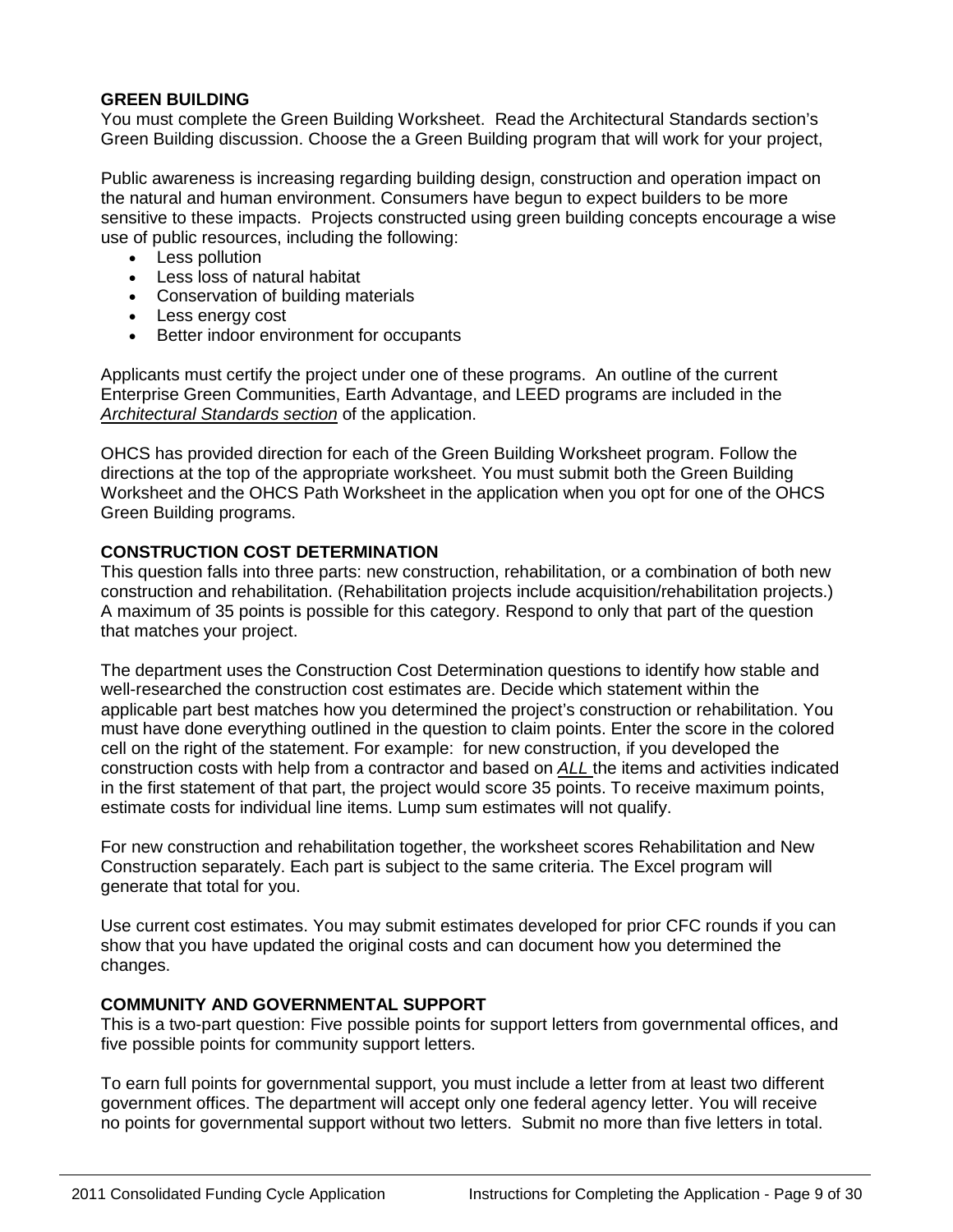**GREEN BUILDING**

You must complete the Green Building Worksheet. Read the Architectural Standards section's Green Building discussion. Choose the a Green Building program that will work for your project,

Public awareness is increasing regarding building design, construction and operation impact on the natural and human environment. Consumers have begun to expect builders to be more sensitive to these impacts. Projects constructed using green building concepts encourage a wise use of public resources, including the following:

- Less pollution
- Less loss of natural habitat
- Conservation of building materials
- Less energy cost
- Better indoor environment for occupants

Applicants must certify the project under one of these programs. An outline of the current Enterprise Green Communities, Earth Advantage, and LEED programs are included in the *Architectural Standards section* of the application.

OHCS has provided direction for each of the Green Building Worksheet program. Follow the directions at the top of the appropriate worksheet. You must submit both the Green Building Worksheet and the OHCS Path Worksheet in the application when you opt for one of the OHCS Green Building programs.

**CONSTRUCTION COST DETERMINATION**

This question falls into three parts: new construction, rehabilitation, or a combination of both new construction and rehabilitation. (Rehabilitation projects include acquisition/rehabilitation projects.) A maximum of 35 points is possible for this category. Respond to only that part of the question that matches your project.

The department uses the Construction Cost Determination questions to identify how stable and well-researched the construction cost estimates are. Decide which statement within the applicable part best matches how you determined the project's construction or rehabilitation. You must have done everything outlined in the question to claim points. Enter the score in the colored cell on the right of the statement. For example: for new construction, if you developed the construction costs with help from a contractor and based on ***ALL*** the items and activities indicated in the first statement of that part, the project would score 35 points. To receive maximum points, estimate costs for individual line items. Lump sum estimates will not qualify.

For new construction and rehabilitation together, the worksheet scores Rehabilitation and New Construction separately. Each part is subject to the same criteria. The Excel program will generate that total for you.

Use current cost estimates. You may submit estimates developed for prior CFC rounds if you can show that you have updated the original costs and can document how you determined the changes.

**COMMUNITY AND GOVERNMENTAL SUPPORT**

This is a two-part question: Five possible points for support letters from governmental offices, and five possible points for community support letters.

To earn full points for governmental support, you must include a letter from at least two different government offices. The department will accept only one federal agency letter. You will receive no points for governmental support without two letters. Submit no more than five letters in total.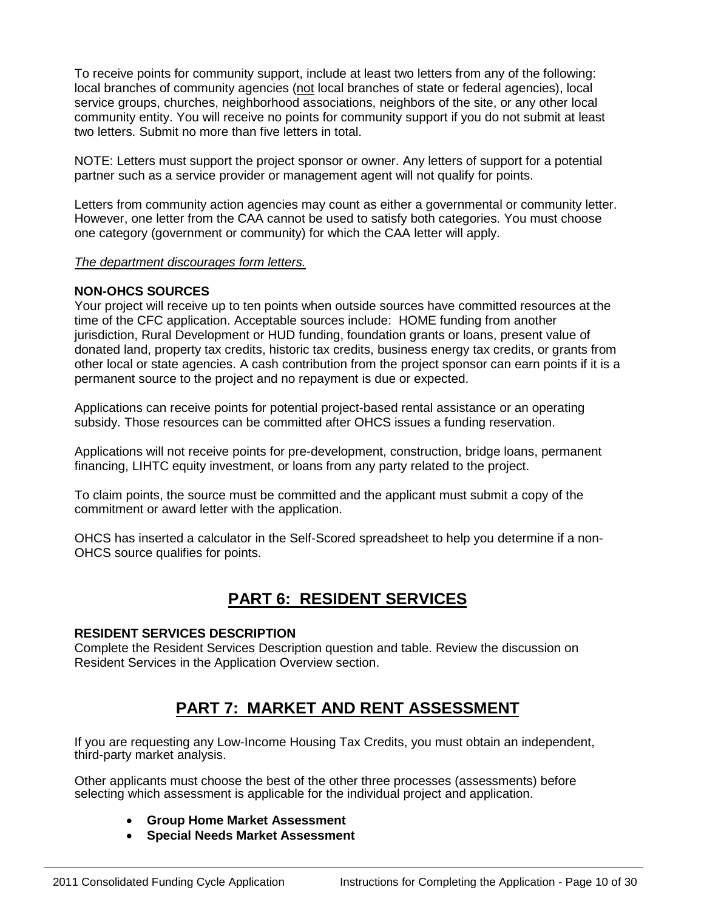To receive points for community support, include at least two letters from any of the following: local branches of community agencies (<u>not</u> local branches of state or federal agencies), local service groups, churches, neighborhood associations, neighbors of the site, or any other local community entity. You will receive no points for community support if you do not submit at least two letters. Submit no more than five letters in total.

NOTE: Letters must support the project sponsor or owner. Any letters of support for a potential partner such as a service provider or management agent will not qualify for points.

Letters from community action agencies may count as either a governmental or community letter. However, one letter from the CAA cannot be used to satisfy both categories. You must choose one category (government or community) for which the CAA letter will apply.

*<u>The department discourages form letters.</u>*

**NON-OHCS SOURCES**

Your project will receive up to ten points when outside sources have committed resources at the time of the CFC application. Acceptable sources include: HOME funding from another jurisdiction, Rural Development or HUD funding, foundation grants or loans, present value of donated land, property tax credits, historic tax credits, business energy tax credits, or grants from other local or state agencies. A cash contribution from the project sponsor can earn points if it is a permanent source to the project and no repayment is due or expected.

Applications can receive points for potential project-based rental assistance or an operating subsidy. Those resources can be committed after OHCS issues a funding reservation.

Applications will not receive points for pre-development, construction, bridge loans, permanent financing, LIHTC equity investment, or loans from any party related to the project.

To claim points, the source must be committed and the applicant must submit a copy of the commitment or award letter with the application.

OHCS has inserted a calculator in the Self-Scored spreadsheet to help you determine if a non-OHCS source qualifies for points.

# PART 6: RESIDENT SERVICES

**RESIDENT SERVICES DESCRIPTION**

Complete the Resident Services Description question and table. Review the discussion on Resident Services in the Application Overview section.

# PART 7: MARKET AND RENT ASSESSMENT

If you are requesting any Low-Income Housing Tax Credits, you must obtain an independent, third-party market analysis.

Other applicants must choose the best of the other three processes (assessments) before selecting which assessment is applicable for the individual project and application.

- **Group Home Market Assessment**
- **Special Needs Market Assessment**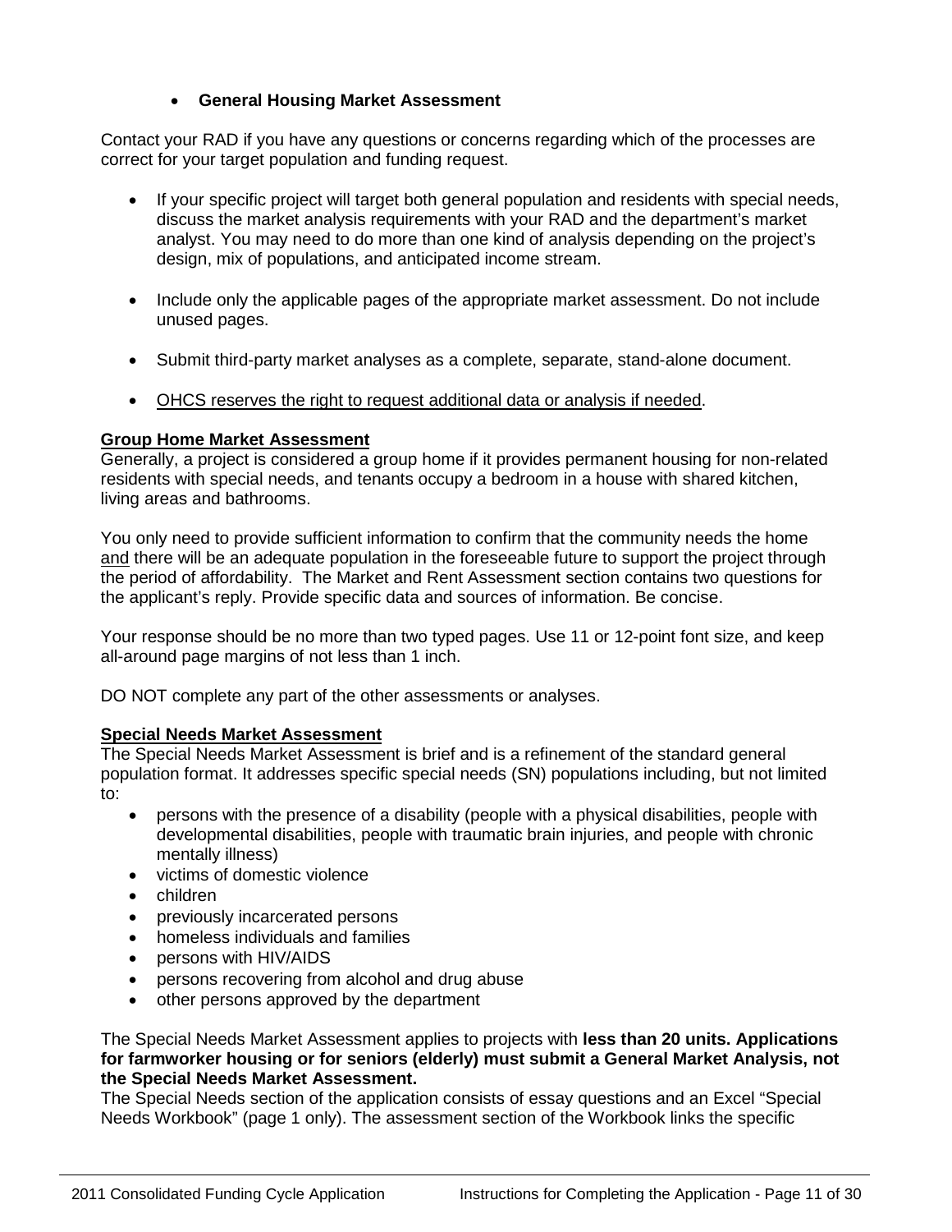- **General Housing Market Assessment**

Contact your RAD if you have any questions or concerns regarding which of the processes are correct for your target population and funding request.

- If your specific project will target both general population and residents with special needs, discuss the market analysis requirements with your RAD and the department's market analyst. You may need to do more than one kind of analysis depending on the project's design, mix of populations, and anticipated income stream.

- Include only the applicable pages of the appropriate market assessment. Do not include unused pages.

- Submit third-party market analyses as a complete, separate, stand-alone document.

- <u>OHCS reserves the right to request additional data or analysis if needed</u>.

**<u>Group Home Market Assessment</u>**

Generally, a project is considered a group home if it provides permanent housing for non-related residents with special needs, and tenants occupy a bedroom in a house with shared kitchen, living areas and bathrooms.

You only need to provide sufficient information to confirm that the community needs the home <u>and</u> there will be an adequate population in the foreseeable future to support the project through the period of affordability. The Market and Rent Assessment section contains two questions for the applicant's reply. Provide specific data and sources of information. Be concise.

Your response should be no more than two typed pages. Use 11 or 12-point font size, and keep all-around page margins of not less than 1 inch.

DO NOT complete any part of the other assessments or analyses.

**<u>Special Needs Market Assessment</u>**

The Special Needs Market Assessment is brief and is a refinement of the standard general population format. It addresses specific special needs (SN) populations including, but not limited to:

- persons with the presence of a disability (people with a physical disabilities, people with developmental disabilities, people with traumatic brain injuries, and people with chronic mentally illness)
- victims of domestic violence
- children
- previously incarcerated persons
- homeless individuals and families
- persons with HIV/AIDS
- persons recovering from alcohol and drug abuse
- other persons approved by the department

The Special Needs Market Assessment applies to projects with **less than 20 units. Applications for farmworker housing or for seniors (elderly) must submit a General Market Analysis, not the Special Needs Market Assessment.**

The Special Needs section of the application consists of essay questions and an Excel "Special Needs Workbook" (page 1 only). The assessment section of the Workbook links the specific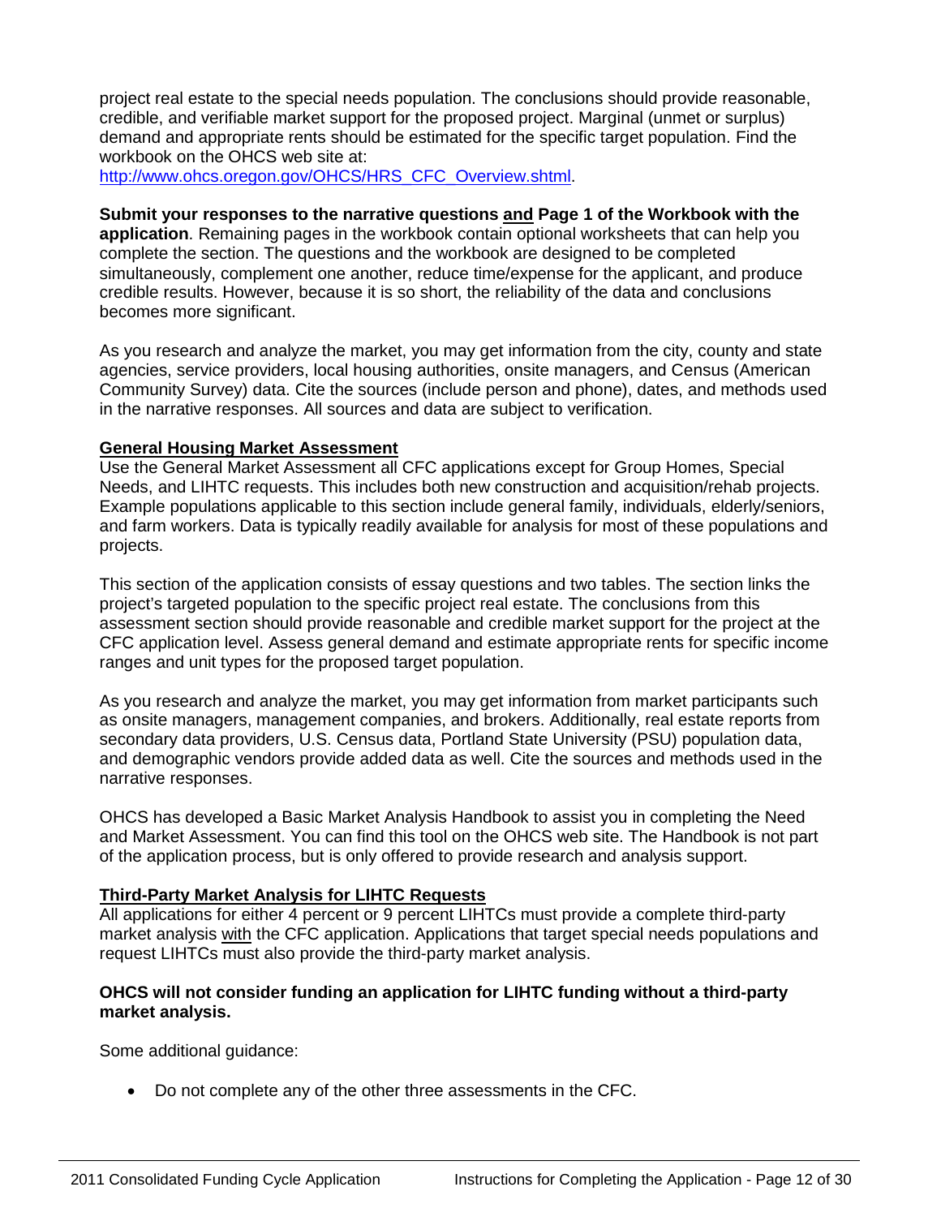project real estate to the special needs population. The conclusions should provide reasonable, credible, and verifiable market support for the proposed project. Marginal (unmet or surplus) demand and appropriate rents should be estimated for the specific target population. Find the workbook on the OHCS web site at: http://www.ohcs.oregon.gov/OHCS/HRS_CFC_Overview.shtml.

**Submit your responses to the narrative questions and Page 1 of the Workbook with the application**. Remaining pages in the workbook contain optional worksheets that can help you complete the section. The questions and the workbook are designed to be completed simultaneously, complement one another, reduce time/expense for the applicant, and produce credible results. However, because it is so short, the reliability of the data and conclusions becomes more significant.

As you research and analyze the market, you may get information from the city, county and state agencies, service providers, local housing authorities, onsite managers, and Census (American Community Survey) data. Cite the sources (include person and phone), dates, and methods used in the narrative responses. All sources and data are subject to verification.

**General Housing Market Assessment**

Use the General Market Assessment all CFC applications except for Group Homes, Special Needs, and LIHTC requests. This includes both new construction and acquisition/rehab projects. Example populations applicable to this section include general family, individuals, elderly/seniors, and farm workers. Data is typically readily available for analysis for most of these populations and projects.

This section of the application consists of essay questions and two tables. The section links the project's targeted population to the specific project real estate. The conclusions from this assessment section should provide reasonable and credible market support for the project at the CFC application level. Assess general demand and estimate appropriate rents for specific income ranges and unit types for the proposed target population.

As you research and analyze the market, you may get information from market participants such as onsite managers, management companies, and brokers. Additionally, real estate reports from secondary data providers, U.S. Census data, Portland State University (PSU) population data, and demographic vendors provide added data as well. Cite the sources and methods used in the narrative responses.

OHCS has developed a Basic Market Analysis Handbook to assist you in completing the Need and Market Assessment. You can find this tool on the OHCS web site. The Handbook is not part of the application process, but is only offered to provide research and analysis support.

**Third-Party Market Analysis for LIHTC Requests**

All applications for either 4 percent or 9 percent LIHTCs must provide a complete third-party market analysis with the CFC application. Applications that target special needs populations and request LIHTCs must also provide the third-party market analysis.

**OHCS will not consider funding an application for LIHTC funding without a third-party market analysis.**

Some additional guidance:

- Do not complete any of the other three assessments in the CFC.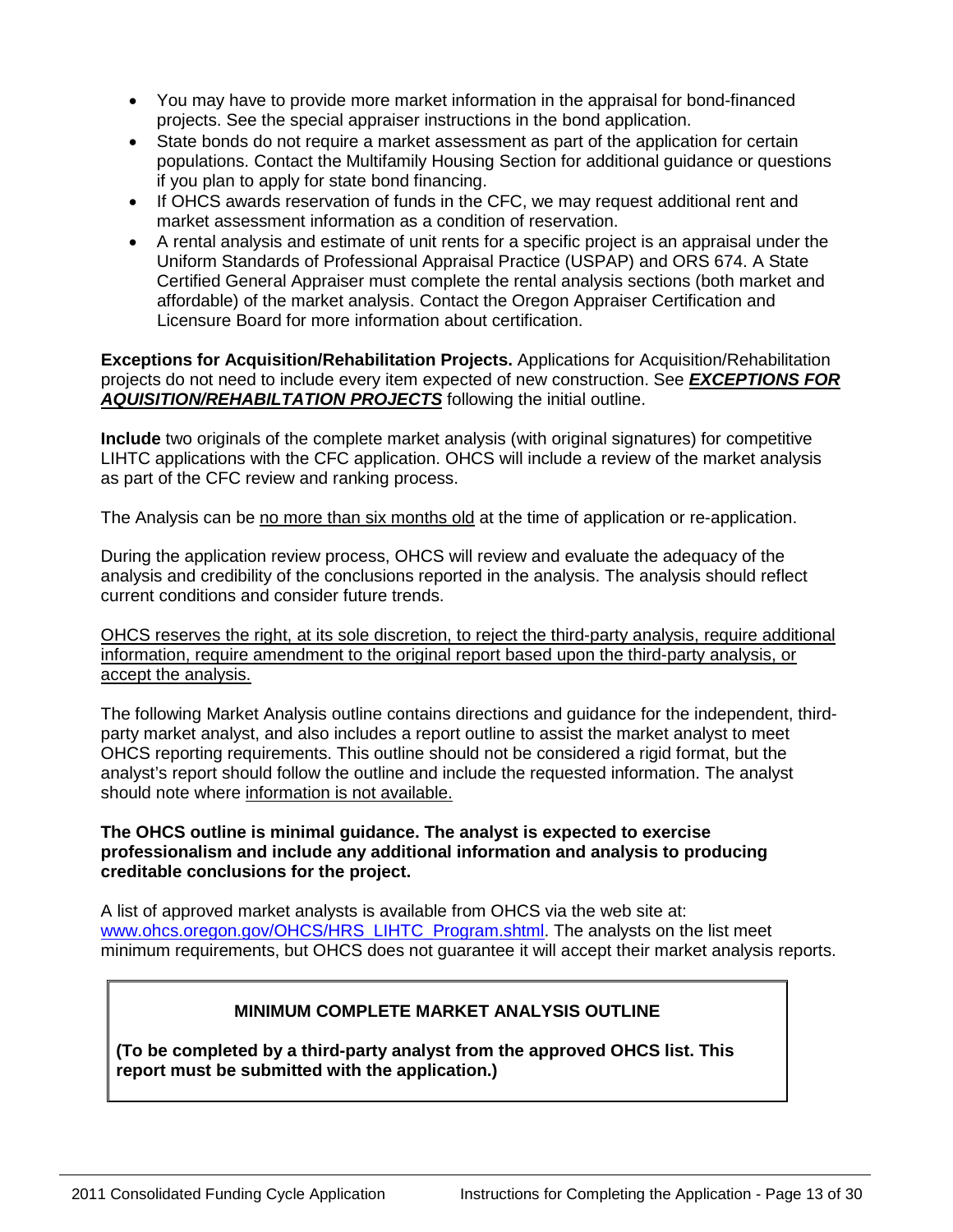- You may have to provide more market information in the appraisal for bond-financed projects. See the special appraiser instructions in the bond application.
- State bonds do not require a market assessment as part of the application for certain populations. Contact the Multifamily Housing Section for additional guidance or questions if you plan to apply for state bond financing.
- If OHCS awards reservation of funds in the CFC, we may request additional rent and market assessment information as a condition of reservation.
- A rental analysis and estimate of unit rents for a specific project is an appraisal under the Uniform Standards of Professional Appraisal Practice (USPAP) and ORS 674. A State Certified General Appraiser must complete the rental analysis sections (both market and affordable) of the market analysis. Contact the Oregon Appraiser Certification and Licensure Board for more information about certification.

**Exceptions for Acquisition/Rehabilitation Projects.** Applications for Acquisition/Rehabilitation projects do not need to include every item expected of new construction. See ***EXCEPTIONS FOR AQUISITION/REHABILTATION PROJECTS*** following the initial outline.

**Include** two originals of the complete market analysis (with original signatures) for competitive LIHTC applications with the CFC application. OHCS will include a review of the market analysis as part of the CFC review and ranking process.

The Analysis can be no more than six months old at the time of application or re-application.

During the application review process, OHCS will review and evaluate the adequacy of the analysis and credibility of the conclusions reported in the analysis. The analysis should reflect current conditions and consider future trends.

OHCS reserves the right, at its sole discretion, to reject the third-party analysis, require additional information, require amendment to the original report based upon the third-party analysis, or accept the analysis.

The following Market Analysis outline contains directions and guidance for the independent, third-party market analyst, and also includes a report outline to assist the market analyst to meet OHCS reporting requirements. This outline should not be considered a rigid format, but the analyst's report should follow the outline and include the requested information. The analyst should note where information is not available.

**The OHCS outline is minimal guidance. The analyst is expected to exercise professionalism and include any additional information and analysis to producing creditable conclusions for the project.**

A list of approved market analysts is available from OHCS via the web site at: www.ohcs.oregon.gov/OHCS/HRS_LIHTC_Program.shtml. The analysts on the list meet minimum requirements, but OHCS does not guarantee it will accept their market analysis reports.

**MINIMUM COMPLETE MARKET ANALYSIS OUTLINE**

**(To be completed by a third-party analyst from the approved OHCS list. This report must be submitted with the application.)**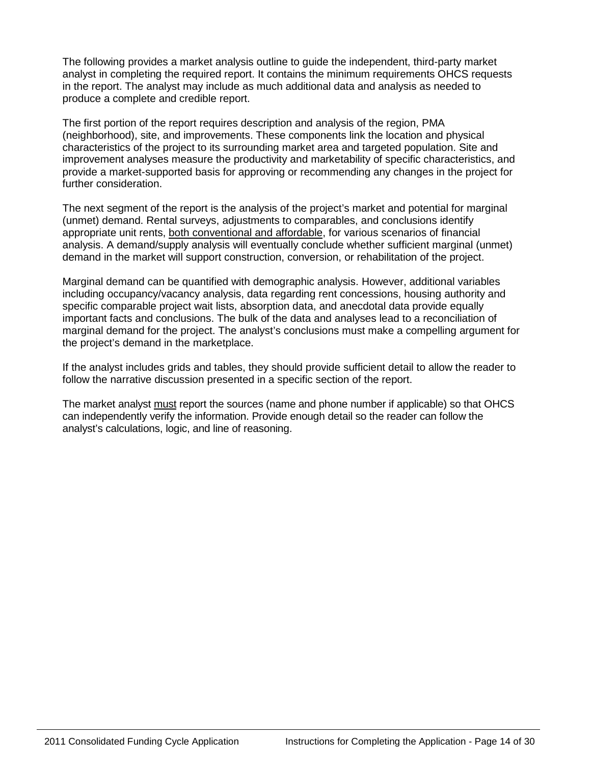The following provides a market analysis outline to guide the independent, third-party market analyst in completing the required report. It contains the minimum requirements OHCS requests in the report. The analyst may include as much additional data and analysis as needed to produce a complete and credible report.

The first portion of the report requires description and analysis of the region, PMA (neighborhood), site, and improvements. These components link the location and physical characteristics of the project to its surrounding market area and targeted population. Site and improvement analyses measure the productivity and marketability of specific characteristics, and provide a market-supported basis for approving or recommending any changes in the project for further consideration.

The next segment of the report is the analysis of the project's market and potential for marginal (unmet) demand. Rental surveys, adjustments to comparables, and conclusions identify appropriate unit rents, <u>both conventional and affordable</u>, for various scenarios of financial analysis. A demand/supply analysis will eventually conclude whether sufficient marginal (unmet) demand in the market will support construction, conversion, or rehabilitation of the project.

Marginal demand can be quantified with demographic analysis. However, additional variables including occupancy/vacancy analysis, data regarding rent concessions, housing authority and specific comparable project wait lists, absorption data, and anecdotal data provide equally important facts and conclusions. The bulk of the data and analyses lead to a reconciliation of marginal demand for the project. The analyst's conclusions must make a compelling argument for the project's demand in the marketplace.

If the analyst includes grids and tables, they should provide sufficient detail to allow the reader to follow the narrative discussion presented in a specific section of the report.

The market analyst <u>must</u> report the sources (name and phone number if applicable) so that OHCS can independently verify the information. Provide enough detail so the reader can follow the analyst's calculations, logic, and line of reasoning.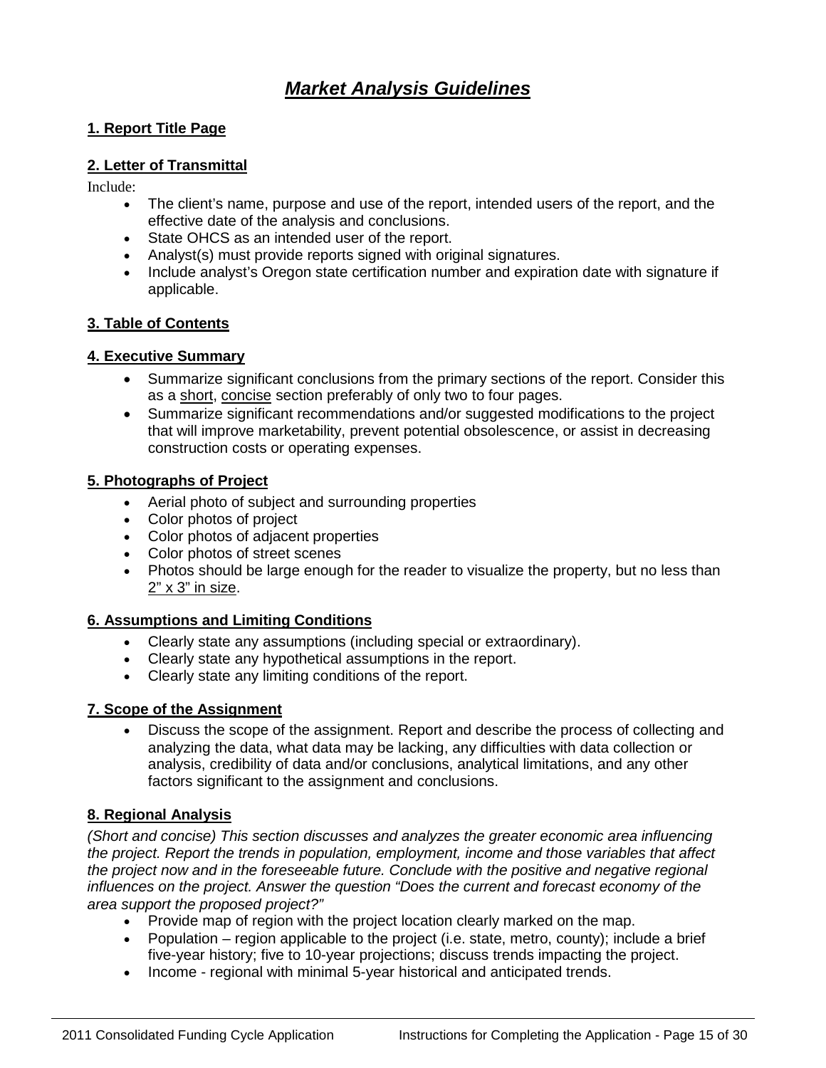# ***Market Analysis Guidelines***

## **1. Report Title Page**

## **2. Letter of Transmittal**

Include:

- The client's name, purpose and use of the report, intended users of the report, and the effective date of the analysis and conclusions.
- State OHCS as an intended user of the report.
- Analyst(s) must provide reports signed with original signatures.
- Include analyst's Oregon state certification number and expiration date with signature if applicable.

## **3. Table of Contents**

## **4. Executive Summary**

- Summarize significant conclusions from the primary sections of the report. Consider this as a short, concise section preferably of only two to four pages.
- Summarize significant recommendations and/or suggested modifications to the project that will improve marketability, prevent potential obsolescence, or assist in decreasing construction costs or operating expenses.

## **5. Photographs of Project**

- Aerial photo of subject and surrounding properties
- Color photos of project
- Color photos of adjacent properties
- Color photos of street scenes
- Photos should be large enough for the reader to visualize the property, but no less than 2" x 3" in size.

## **6. Assumptions and Limiting Conditions**

- Clearly state any assumptions (including special or extraordinary).
- Clearly state any hypothetical assumptions in the report.
- Clearly state any limiting conditions of the report.

## **7. Scope of the Assignment**

- Discuss the scope of the assignment. Report and describe the process of collecting and analyzing the data, what data may be lacking, any difficulties with data collection or analysis, credibility of data and/or conclusions, analytical limitations, and any other factors significant to the assignment and conclusions.

## **8. Regional Analysis**

*(Short and concise) This section discusses and analyzes the greater economic area influencing the project. Report the trends in population, employment, income and those variables that affect the project now and in the foreseeable future. Conclude with the positive and negative regional influences on the project. Answer the question "Does the current and forecast economy of the area support the proposed project?"*

- Provide map of region with the project location clearly marked on the map.
- Population – region applicable to the project (i.e. state, metro, county); include a brief five-year history; five to 10-year projections; discuss trends impacting the project.
- Income - regional with minimal 5-year historical and anticipated trends.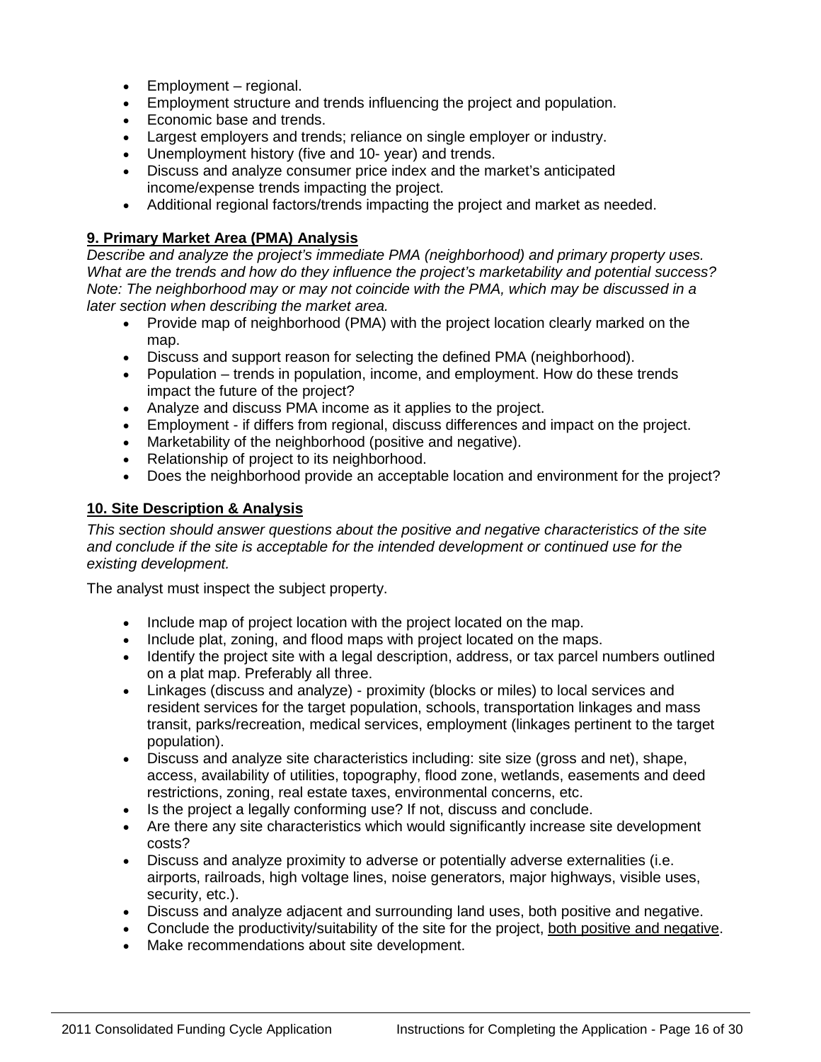- Employment – regional.
- Employment structure and trends influencing the project and population.
- Economic base and trends.
- Largest employers and trends; reliance on single employer or industry.
- Unemployment history (five and 10- year) and trends.
- Discuss and analyze consumer price index and the market's anticipated income/expense trends impacting the project.
- Additional regional factors/trends impacting the project and market as needed.

### 9. Primary Market Area (PMA) Analysis

*Describe and analyze the project's immediate PMA (neighborhood) and primary property uses. What are the trends and how do they influence the project's marketability and potential success? Note: The neighborhood may or may not coincide with the PMA, which may be discussed in a later section when describing the market area.*

- Provide map of neighborhood (PMA) with the project location clearly marked on the map.
- Discuss and support reason for selecting the defined PMA (neighborhood).
- Population – trends in population, income, and employment. How do these trends impact the future of the project?
- Analyze and discuss PMA income as it applies to the project.
- Employment - if differs from regional, discuss differences and impact on the project.
- Marketability of the neighborhood (positive and negative).
- Relationship of project to its neighborhood.
- Does the neighborhood provide an acceptable location and environment for the project?

### 10. Site Description & Analysis

*This section should answer questions about the positive and negative characteristics of the site and conclude if the site is acceptable for the intended development or continued use for the existing development.*

The analyst must inspect the subject property.

- Include map of project location with the project located on the map.
- Include plat, zoning, and flood maps with project located on the maps.
- Identify the project site with a legal description, address, or tax parcel numbers outlined on a plat map. Preferably all three.
- Linkages (discuss and analyze) - proximity (blocks or miles) to local services and resident services for the target population, schools, transportation linkages and mass transit, parks/recreation, medical services, employment (linkages pertinent to the target population).
- Discuss and analyze site characteristics including: site size (gross and net), shape, access, availability of utilities, topography, flood zone, wetlands, easements and deed restrictions, zoning, real estate taxes, environmental concerns, etc.
- Is the project a legally conforming use? If not, discuss and conclude.
- Are there any site characteristics which would significantly increase site development costs?
- Discuss and analyze proximity to adverse or potentially adverse externalities (i.e. airports, railroads, high voltage lines, noise generators, major highways, visible uses, security, etc.).
- Discuss and analyze adjacent and surrounding land uses, both positive and negative.
- Conclude the productivity/suitability of the site for the project, <u>both positive and negative</u>.
- Make recommendations about site development.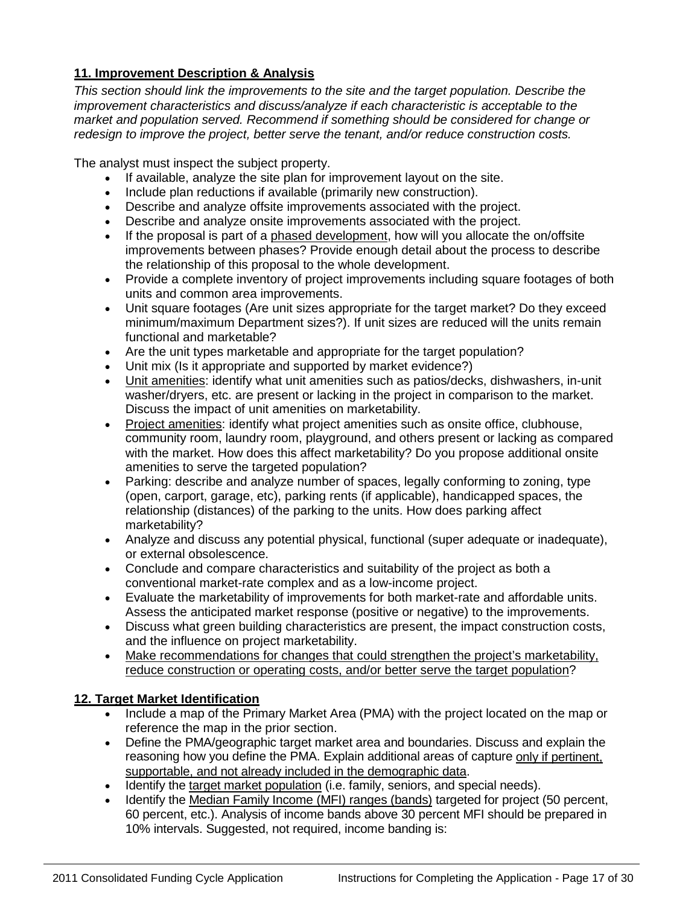**11. Improvement Description & Analysis**

*This section should link the improvements to the site and the target population. Describe the improvement characteristics and discuss/analyze if each characteristic is acceptable to the market and population served. Recommend if something should be considered for change or redesign to improve the project, better serve the tenant, and/or reduce construction costs.*

The analyst must inspect the subject property.

- If available, analyze the site plan for improvement layout on the site.
- Include plan reductions if available (primarily new construction).
- Describe and analyze offsite improvements associated with the project.
- Describe and analyze onsite improvements associated with the project.
- If the proposal is part of a <u>phased development</u>, how will you allocate the on/offsite improvements between phases? Provide enough detail about the process to describe the relationship of this proposal to the whole development.
- Provide a complete inventory of project improvements including square footages of both units and common area improvements.
- Unit square footages (Are unit sizes appropriate for the target market? Do they exceed minimum/maximum Department sizes?). If unit sizes are reduced will the units remain functional and marketable?
- Are the unit types marketable and appropriate for the target population?
- Unit mix (Is it appropriate and supported by market evidence?)
- <u>Unit amenities</u>: identify what unit amenities such as patios/decks, dishwashers, in-unit washer/dryers, etc. are present or lacking in the project in comparison to the market. Discuss the impact of unit amenities on marketability.
- <u>Project amenities</u>: identify what project amenities such as onsite office, clubhouse, community room, laundry room, playground, and others present or lacking as compared with the market. How does this affect marketability? Do you propose additional onsite amenities to serve the targeted population?
- Parking: describe and analyze number of spaces, legally conforming to zoning, type (open, carport, garage, etc), parking rents (if applicable), handicapped spaces, the relationship (distances) of the parking to the units. How does parking affect marketability?
- Analyze and discuss any potential physical, functional (super adequate or inadequate), or external obsolescence.
- Conclude and compare characteristics and suitability of the project as both a conventional market-rate complex and as a low-income project.
- Evaluate the marketability of improvements for both market-rate and affordable units. Assess the anticipated market response (positive or negative) to the improvements.
- Discuss what green building characteristics are present, the impact construction costs, and the influence on project marketability.
- <u>Make recommendations for changes that could strengthen the project's marketability, reduce construction or operating costs, and/or better serve the target population</u>?

**12. Target Market Identification**

- Include a map of the Primary Market Area (PMA) with the project located on the map or reference the map in the prior section.
- Define the PMA/geographic target market area and boundaries. Discuss and explain the reasoning how you define the PMA. Explain additional areas of capture <u>only if pertinent, supportable, and not already included in the demographic data</u>.
- Identify the <u>target market population</u> (i.e. family, seniors, and special needs).
- Identify the <u>Median Family Income (MFI) ranges (bands)</u> targeted for project (50 percent, 60 percent, etc.). Analysis of income bands above 30 percent MFI should be prepared in 10% intervals. Suggested, not required, income banding is: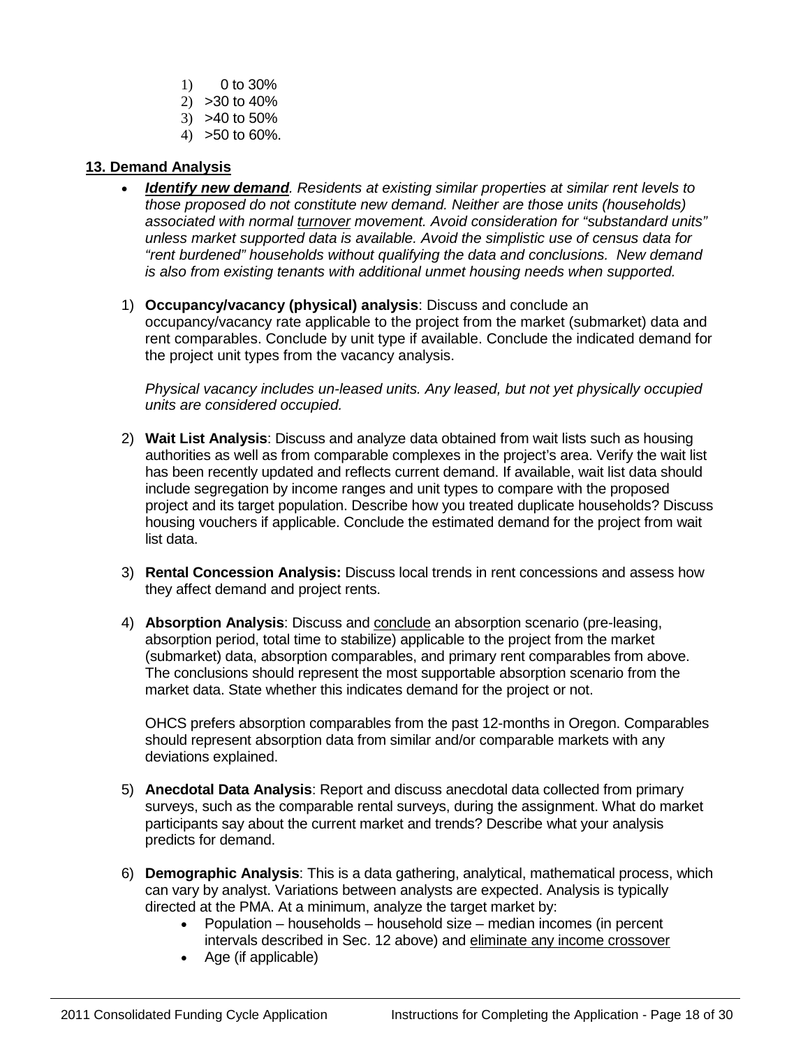1) 0 to 30%
2) >30 to 40%
3) >40 to 50%
4) >50 to 60%.

## 13. Demand Analysis

- ***Identify new demand**. Residents at existing similar properties at similar rent levels to those proposed do not constitute new demand. Neither are those units (households) associated with normal turnover movement. Avoid consideration for "substandard units" unless market supported data is available. Avoid the simplistic use of census data for "rent burdened" households without qualifying the data and conclusions. New demand is also from existing tenants with additional unmet housing needs when supported.*

1) **Occupancy/vacancy (physical) analysis**: Discuss and conclude an occupancy/vacancy rate applicable to the project from the market (submarket) data and rent comparables. Conclude by unit type if available. Conclude the indicated demand for the project unit types from the vacancy analysis.

   *Physical vacancy includes un-leased units. Any leased, but not yet physically occupied units are considered occupied.*

2) **Wait List Analysis**: Discuss and analyze data obtained from wait lists such as housing authorities as well as from comparable complexes in the project's area. Verify the wait list has been recently updated and reflects current demand. If available, wait list data should include segregation by income ranges and unit types to compare with the proposed project and its target population. Describe how you treated duplicate households? Discuss housing vouchers if applicable. Conclude the estimated demand for the project from wait list data.

3) **Rental Concession Analysis:** Discuss local trends in rent concessions and assess how they affect demand and project rents.

4) **Absorption Analysis**: Discuss and conclude an absorption scenario (pre-leasing, absorption period, total time to stabilize) applicable to the project from the market (submarket) data, absorption comparables, and primary rent comparables from above. The conclusions should represent the most supportable absorption scenario from the market data. State whether this indicates demand for the project or not.

   OHCS prefers absorption comparables from the past 12-months in Oregon. Comparables should represent absorption data from similar and/or comparable markets with any deviations explained.

5) **Anecdotal Data Analysis**: Report and discuss anecdotal data collected from primary surveys, such as the comparable rental surveys, during the assignment. What do market participants say about the current market and trends? Describe what your analysis predicts for demand.

6) **Demographic Analysis**: This is a data gathering, analytical, mathematical process, which can vary by analyst. Variations between analysts are expected. Analysis is typically directed at the PMA. At a minimum, analyze the target market by:
   - Population – households – household size – median incomes (in percent intervals described in Sec. 12 above) and eliminate any income crossover
   - Age (if applicable)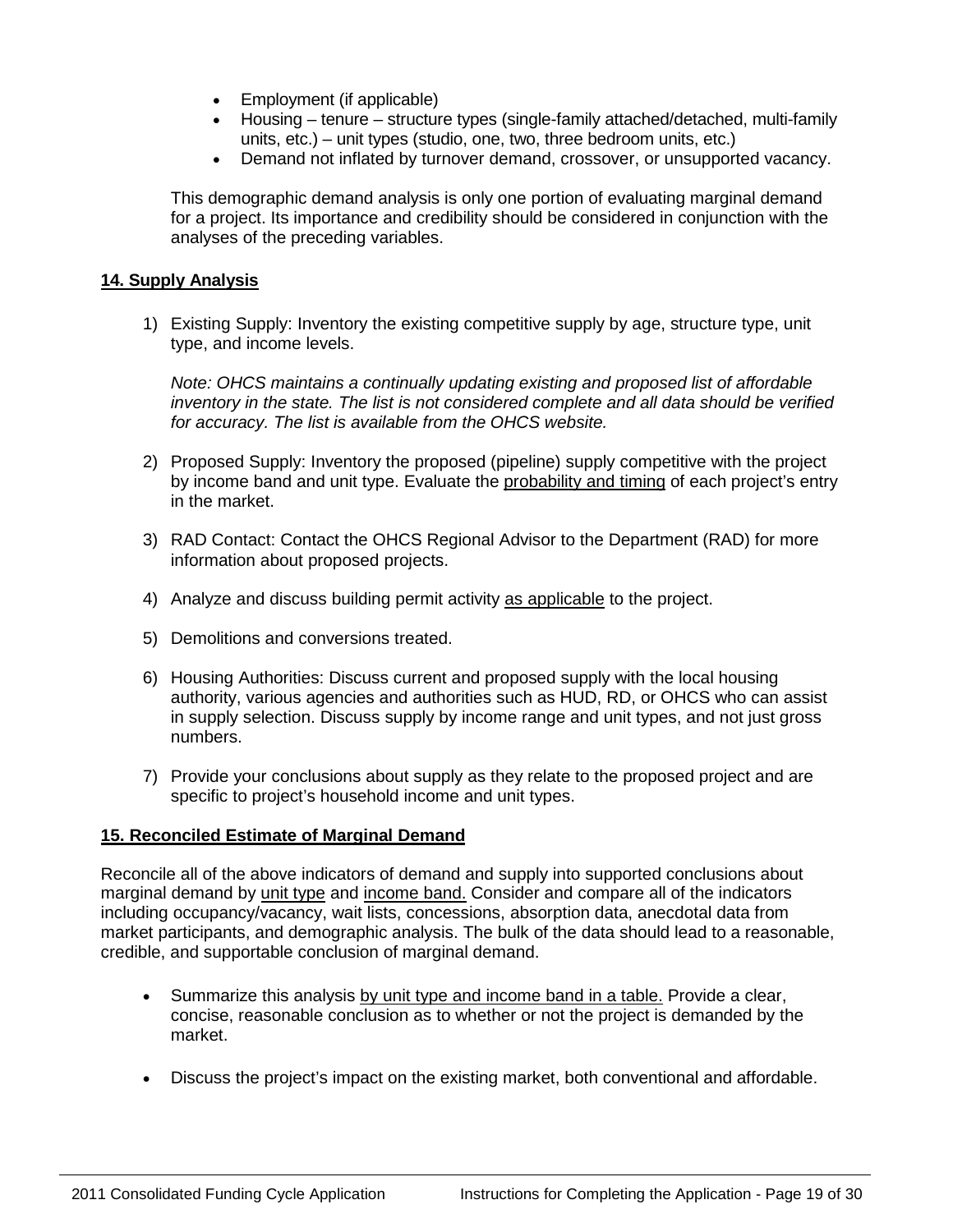- Employment (if applicable)
- Housing – tenure – structure types (single-family attached/detached, multi-family units, etc.) – unit types (studio, one, two, three bedroom units, etc.)
- Demand not inflated by turnover demand, crossover, or unsupported vacancy.

This demographic demand analysis is only one portion of evaluating marginal demand for a project. Its importance and credibility should be considered in conjunction with the analyses of the preceding variables.

**14. Supply Analysis**

1) Existing Supply: Inventory the existing competitive supply by age, structure type, unit type, and income levels.

   *Note: OHCS maintains a continually updating existing and proposed list of affordable inventory in the state. The list is not considered complete and all data should be verified for accuracy. The list is available from the OHCS website.*

2) Proposed Supply: Inventory the proposed (pipeline) supply competitive with the project by income band and unit type. Evaluate the probability and timing of each project's entry in the market.

3) RAD Contact: Contact the OHCS Regional Advisor to the Department (RAD) for more information about proposed projects.

4) Analyze and discuss building permit activity as applicable to the project.

5) Demolitions and conversions treated.

6) Housing Authorities: Discuss current and proposed supply with the local housing authority, various agencies and authorities such as HUD, RD, or OHCS who can assist in supply selection. Discuss supply by income range and unit types, and not just gross numbers.

7) Provide your conclusions about supply as they relate to the proposed project and are specific to project's household income and unit types.

**15. Reconciled Estimate of Marginal Demand**

Reconcile all of the above indicators of demand and supply into supported conclusions about marginal demand by unit type and income band. Consider and compare all of the indicators including occupancy/vacancy, wait lists, concessions, absorption data, anecdotal data from market participants, and demographic analysis. The bulk of the data should lead to a reasonable, credible, and supportable conclusion of marginal demand.

- Summarize this analysis by unit type and income band in a table. Provide a clear, concise, reasonable conclusion as to whether or not the project is demanded by the market.

- Discuss the project's impact on the existing market, both conventional and affordable.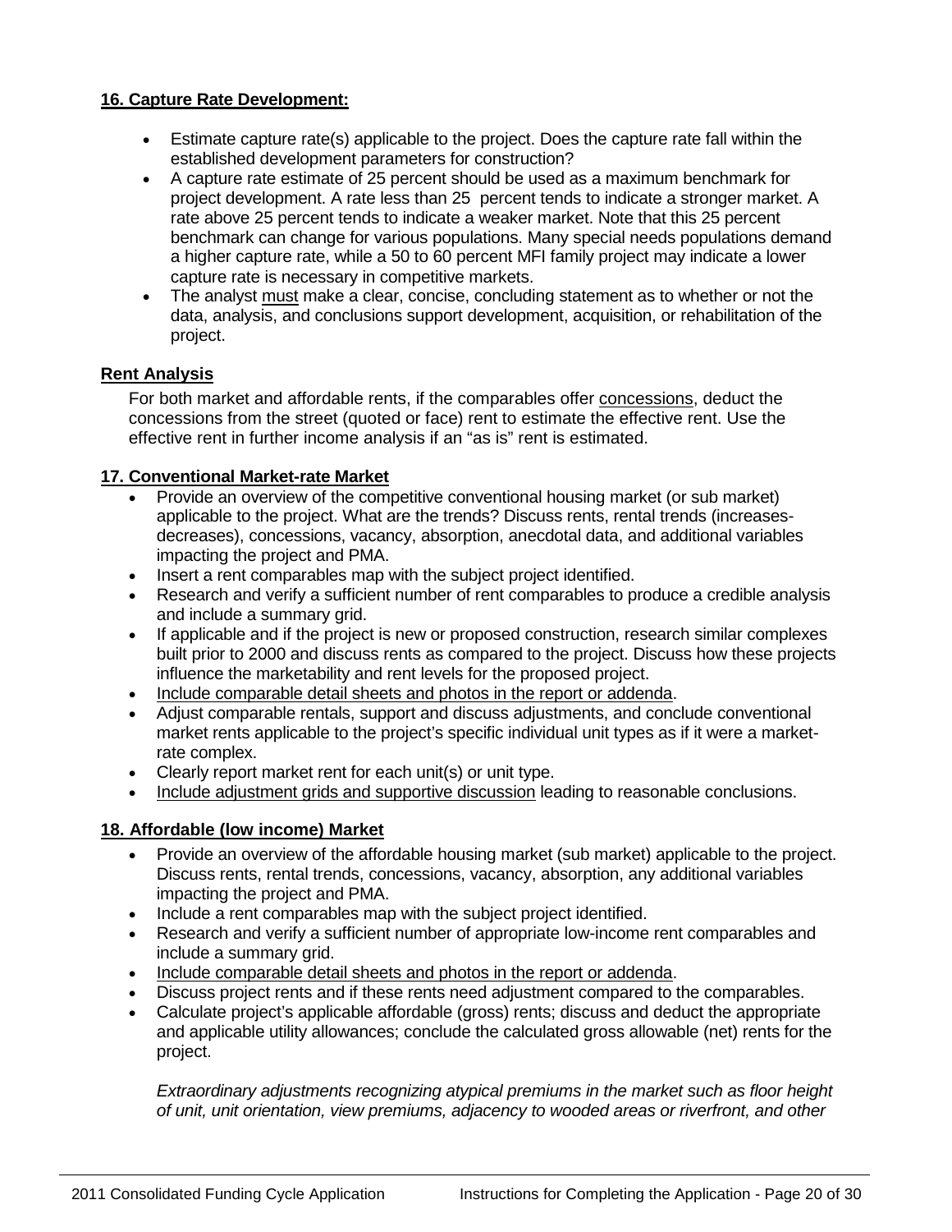**16. Capture Rate Development:**

- Estimate capture rate(s) applicable to the project. Does the capture rate fall within the established development parameters for construction?
- A capture rate estimate of 25 percent should be used as a maximum benchmark for project development. A rate less than 25 percent tends to indicate a stronger market. A rate above 25 percent tends to indicate a weaker market. Note that this 25 percent benchmark can change for various populations. Many special needs populations demand a higher capture rate, while a 50 to 60 percent MFI family project may indicate a lower capture rate is necessary in competitive markets.
- The analyst must make a clear, concise, concluding statement as to whether or not the data, analysis, and conclusions support development, acquisition, or rehabilitation of the project.

**Rent Analysis**

For both market and affordable rents, if the comparables offer concessions, deduct the concessions from the street (quoted or face) rent to estimate the effective rent. Use the effective rent in further income analysis if an "as is" rent is estimated.

**17. Conventional Market-rate Market**

- Provide an overview of the competitive conventional housing market (or sub market) applicable to the project. What are the trends? Discuss rents, rental trends (increases-decreases), concessions, vacancy, absorption, anecdotal data, and additional variables impacting the project and PMA.
- Insert a rent comparables map with the subject project identified.
- Research and verify a sufficient number of rent comparables to produce a credible analysis and include a summary grid.
- If applicable and if the project is new or proposed construction, research similar complexes built prior to 2000 and discuss rents as compared to the project. Discuss how these projects influence the marketability and rent levels for the proposed project.
- Include comparable detail sheets and photos in the report or addenda.
- Adjust comparable rentals, support and discuss adjustments, and conclude conventional market rents applicable to the project's specific individual unit types as if it were a market-rate complex.
- Clearly report market rent for each unit(s) or unit type.
- Include adjustment grids and supportive discussion leading to reasonable conclusions.

**18. Affordable (low income) Market**

- Provide an overview of the affordable housing market (sub market) applicable to the project. Discuss rents, rental trends, concessions, vacancy, absorption, any additional variables impacting the project and PMA.
- Include a rent comparables map with the subject project identified.
- Research and verify a sufficient number of appropriate low-income rent comparables and include a summary grid.
- Include comparable detail sheets and photos in the report or addenda.
- Discuss project rents and if these rents need adjustment compared to the comparables.
- Calculate project's applicable affordable (gross) rents; discuss and deduct the appropriate and applicable utility allowances; conclude the calculated gross allowable (net) rents for the project.

*Extraordinary adjustments recognizing atypical premiums in the market such as floor height of unit, unit orientation, view premiums, adjacency to wooded areas or riverfront, and other*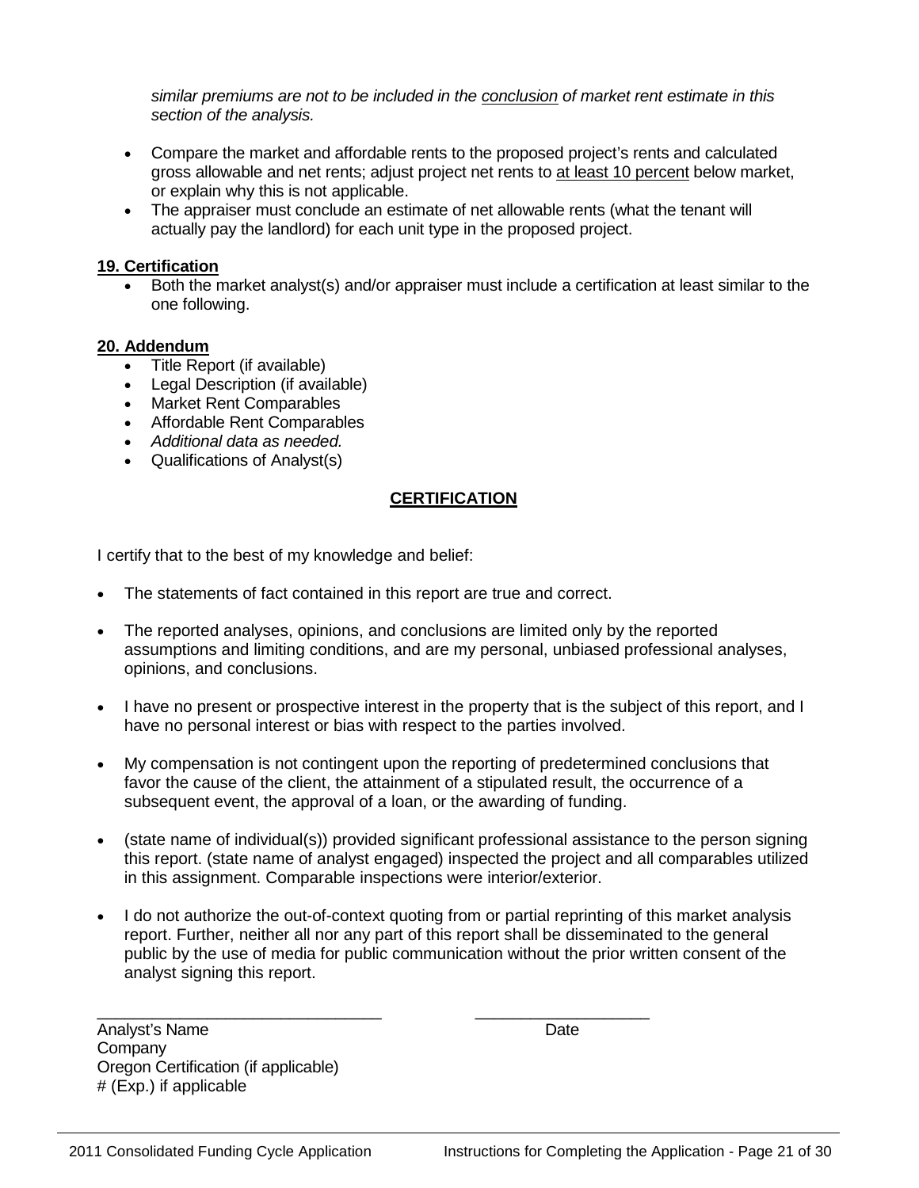*similar premiums are not to be included in the conclusion of market rent estimate in this section of the analysis.*

- Compare the market and affordable rents to the proposed project's rents and calculated gross allowable and net rents; adjust project net rents to at least 10 percent below market, or explain why this is not applicable.
- The appraiser must conclude an estimate of net allowable rents (what the tenant will actually pay the landlord) for each unit type in the proposed project.

**19. Certification**

- Both the market analyst(s) and/or appraiser must include a certification at least similar to the one following.

**20. Addendum**

- Title Report (if available)
- Legal Description (if available)
- Market Rent Comparables
- Affordable Rent Comparables
- *Additional data as needed.*
- Qualifications of Analyst(s)

## CERTIFICATION

I certify that to the best of my knowledge and belief:

- The statements of fact contained in this report are true and correct.
- The reported analyses, opinions, and conclusions are limited only by the reported assumptions and limiting conditions, and are my personal, unbiased professional analyses, opinions, and conclusions.
- I have no present or prospective interest in the property that is the subject of this report, and I have no personal interest or bias with respect to the parties involved.
- My compensation is not contingent upon the reporting of predetermined conclusions that favor the cause of the client, the attainment of a stipulated result, the occurrence of a subsequent event, the approval of a loan, or the awarding of funding.
- (state name of individual(s)) provided significant professional assistance to the person signing this report. (state name of analyst engaged) inspected the project and all comparables utilized in this assignment. Comparable inspections were interior/exterior.
- I do not authorize the out-of-context quoting from or partial reprinting of this market analysis report. Further, neither all nor any part of this report shall be disseminated to the general public by the use of media for public communication without the prior written consent of the analyst signing this report.

_______________________________ ___________________

Analyst's Name Date
Company
Oregon Certification (if applicable)
# (Exp.) if applicable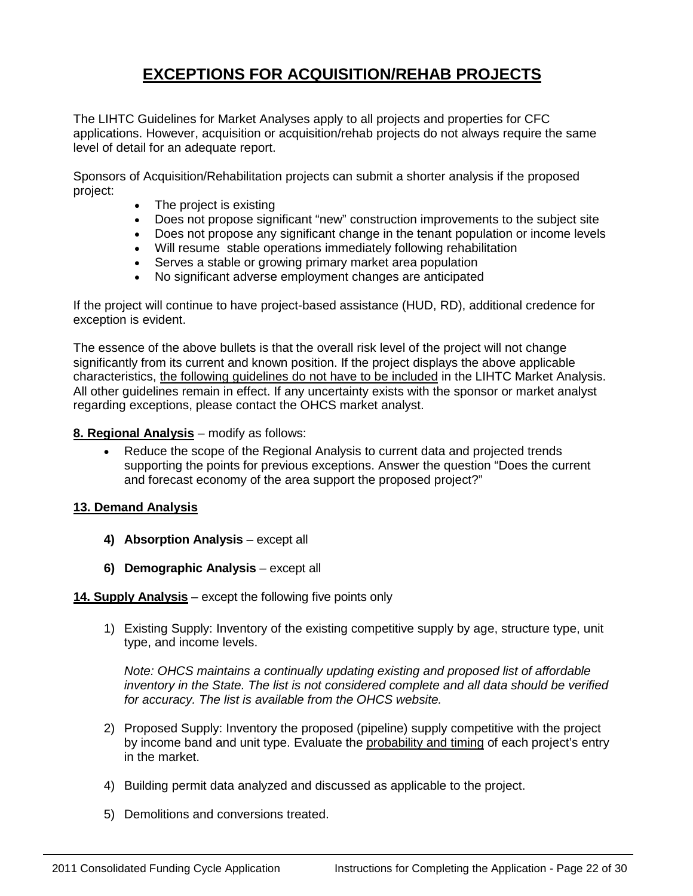# EXCEPTIONS FOR ACQUISITION/REHAB PROJECTS

The LIHTC Guidelines for Market Analyses apply to all projects and properties for CFC applications. However, acquisition or acquisition/rehab projects do not always require the same level of detail for an adequate report.

Sponsors of Acquisition/Rehabilitation projects can submit a shorter analysis if the proposed project:

- The project is existing
- Does not propose significant "new" construction improvements to the subject site
- Does not propose any significant change in the tenant population or income levels
- Will resume stable operations immediately following rehabilitation
- Serves a stable or growing primary market area population
- No significant adverse employment changes are anticipated

If the project will continue to have project-based assistance (HUD, RD), additional credence for exception is evident.

The essence of the above bullets is that the overall risk level of the project will not change significantly from its current and known position. If the project displays the above applicable characteristics, <u>the following guidelines do not have to be included</u> in the LIHTC Market Analysis. All other guidelines remain in effect. If any uncertainty exists with the sponsor or market analyst regarding exceptions, please contact the OHCS market analyst.

**<u>8. Regional Analysis</u>** – modify as follows:

- Reduce the scope of the Regional Analysis to current data and projected trends supporting the points for previous exceptions. Answer the question "Does the current and forecast economy of the area support the proposed project?"

**<u>13. Demand Analysis</u>**

**4) Absorption Analysis** – except all

**6) Demographic Analysis** – except all

**<u>14. Supply Analysis</u>** – except the following five points only

1) Existing Supply: Inventory of the existing competitive supply by age, structure type, unit type, and income levels.

   *Note: OHCS maintains a continually updating existing and proposed list of affordable inventory in the State. The list is not considered complete and all data should be verified for accuracy. The list is available from the OHCS website.*

2) Proposed Supply: Inventory the proposed (pipeline) supply competitive with the project by income band and unit type. Evaluate the <u>probability and timing</u> of each project's entry in the market.

4) Building permit data analyzed and discussed as applicable to the project.

5) Demolitions and conversions treated.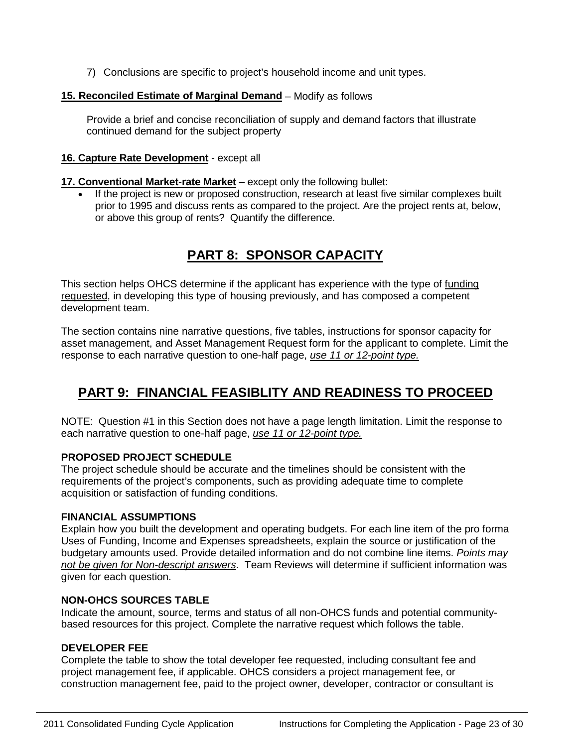7) Conclusions are specific to project's household income and unit types.

**15. Reconciled Estimate of Marginal Demand** – Modify as follows

Provide a brief and concise reconciliation of supply and demand factors that illustrate continued demand for the subject property

**16. Capture Rate Development** - except all

**17. Conventional Market-rate Market** – except only the following bullet:

- If the project is new or proposed construction, research at least five similar complexes built prior to 1995 and discuss rents as compared to the project. Are the project rents at, below, or above this group of rents? Quantify the difference.

# PART 8: SPONSOR CAPACITY

This section helps OHCS determine if the applicant has experience with the type of funding requested, in developing this type of housing previously, and has composed a competent development team.

The section contains nine narrative questions, five tables, instructions for sponsor capacity for asset management, and Asset Management Request form for the applicant to complete. Limit the response to each narrative question to one-half page, *use 11 or 12-point type.*

# PART 9: FINANCIAL FEASIBLITY AND READINESS TO PROCEED

NOTE: Question #1 in this Section does not have a page length limitation. Limit the response to each narrative question to one-half page, *use 11 or 12-point type.*

**PROPOSED PROJECT SCHEDULE**

The project schedule should be accurate and the timelines should be consistent with the requirements of the project's components, such as providing adequate time to complete acquisition or satisfaction of funding conditions.

**FINANCIAL ASSUMPTIONS**

Explain how you built the development and operating budgets. For each line item of the pro forma Uses of Funding, Income and Expenses spreadsheets, explain the source or justification of the budgetary amounts used. Provide detailed information and do not combine line items. *Points may not be given for Non-descript answers*. Team Reviews will determine if sufficient information was given for each question.

**NON-OHCS SOURCES TABLE**

Indicate the amount, source, terms and status of all non-OHCS funds and potential community-based resources for this project. Complete the narrative request which follows the table.

**DEVELOPER FEE**

Complete the table to show the total developer fee requested, including consultant fee and project management fee, if applicable. OHCS considers a project management fee, or construction management fee, paid to the project owner, developer, contractor or consultant is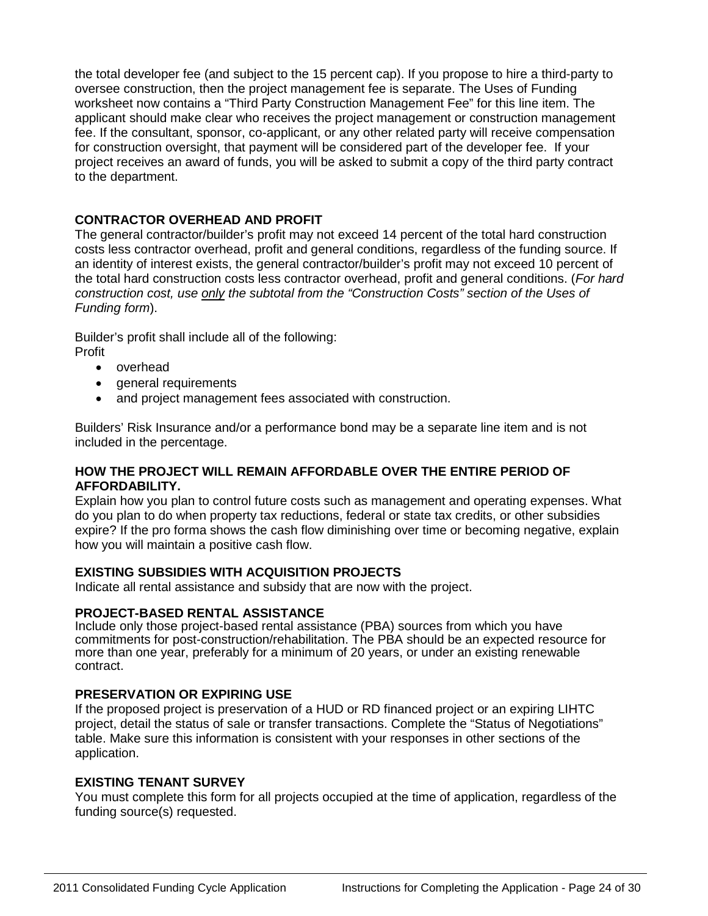the total developer fee (and subject to the 15 percent cap). If you propose to hire a third-party to oversee construction, then the project management fee is separate. The Uses of Funding worksheet now contains a "Third Party Construction Management Fee" for this line item. The applicant should make clear who receives the project management or construction management fee. If the consultant, sponsor, co-applicant, or any other related party will receive compensation for construction oversight, that payment will be considered part of the developer fee. If your project receives an award of funds, you will be asked to submit a copy of the third party contract to the department.

**CONTRACTOR OVERHEAD AND PROFIT**

The general contractor/builder's profit may not exceed 14 percent of the total hard construction costs less contractor overhead, profit and general conditions, regardless of the funding source. If an identity of interest exists, the general contractor/builder's profit may not exceed 10 percent of the total hard construction costs less contractor overhead, profit and general conditions. (*For hard construction cost, use only the subtotal from the "Construction Costs" section of the Uses of Funding form*).

Builder's profit shall include all of the following:
Profit

- overhead
- general requirements
- and project management fees associated with construction.

Builders' Risk Insurance and/or a performance bond may be a separate line item and is not included in the percentage.

**HOW THE PROJECT WILL REMAIN AFFORDABLE OVER THE ENTIRE PERIOD OF AFFORDABILITY.**

Explain how you plan to control future costs such as management and operating expenses. What do you plan to do when property tax reductions, federal or state tax credits, or other subsidies expire? If the pro forma shows the cash flow diminishing over time or becoming negative, explain how you will maintain a positive cash flow.

**EXISTING SUBSIDIES WITH ACQUISITION PROJECTS**

Indicate all rental assistance and subsidy that are now with the project.

**PROJECT-BASED RENTAL ASSISTANCE**

Include only those project-based rental assistance (PBA) sources from which you have commitments for post-construction/rehabilitation. The PBA should be an expected resource for more than one year, preferably for a minimum of 20 years, or under an existing renewable contract.

**PRESERVATION OR EXPIRING USE**

If the proposed project is preservation of a HUD or RD financed project or an expiring LIHTC project, detail the status of sale or transfer transactions. Complete the "Status of Negotiations" table. Make sure this information is consistent with your responses in other sections of the application.

**EXISTING TENANT SURVEY**

You must complete this form for all projects occupied at the time of application, regardless of the funding source(s) requested.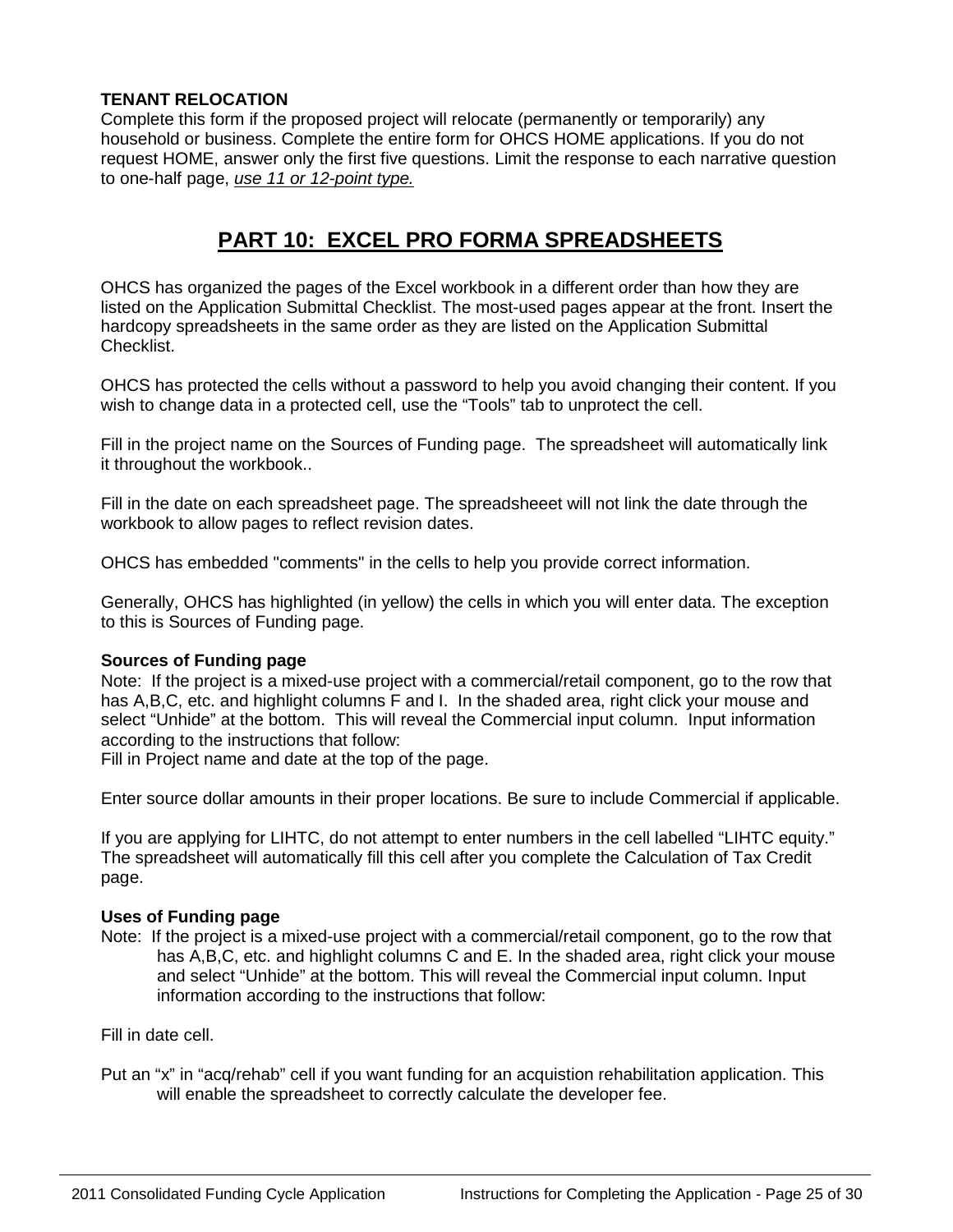**TENANT RELOCATION**
Complete this form if the proposed project will relocate (permanently or temporarily) any household or business. Complete the entire form for OHCS HOME applications. If you do not request HOME, answer only the first five questions. Limit the response to each narrative question to one-half page, *use 11 or 12-point type.*

## PART 10: EXCEL PRO FORMA SPREADSHEETS

OHCS has organized the pages of the Excel workbook in a different order than how they are listed on the Application Submittal Checklist. The most-used pages appear at the front. Insert the hardcopy spreadsheets in the same order as they are listed on the Application Submittal Checklist.

OHCS has protected the cells without a password to help you avoid changing their content. If you wish to change data in a protected cell, use the "Tools" tab to unprotect the cell.

Fill in the project name on the Sources of Funding page. The spreadsheet will automatically link it throughout the workbook..

Fill in the date on each spreadsheet page. The spreadsheeet will not link the date through the workbook to allow pages to reflect revision dates.

OHCS has embedded "comments" in the cells to help you provide correct information.

Generally, OHCS has highlighted (in yellow) the cells in which you will enter data. The exception to this is Sources of Funding page.

**Sources of Funding page**
Note: If the project is a mixed-use project with a commercial/retail component, go to the row that has A,B,C, etc. and highlight columns F and I. In the shaded area, right click your mouse and select "Unhide" at the bottom. This will reveal the Commercial input column. Input information according to the instructions that follow:
Fill in Project name and date at the top of the page.

Enter source dollar amounts in their proper locations. Be sure to include Commercial if applicable.

If you are applying for LIHTC, do not attempt to enter numbers in the cell labelled "LIHTC equity." The spreadsheet will automatically fill this cell after you complete the Calculation of Tax Credit page.

**Uses of Funding page**
Note: If the project is a mixed-use project with a commercial/retail component, go to the row that has A,B,C, etc. and highlight columns C and E. In the shaded area, right click your mouse and select "Unhide" at the bottom. This will reveal the Commercial input column. Input information according to the instructions that follow:

Fill in date cell.

Put an "x" in "acq/rehab" cell if you want funding for an acquistion rehabilitation application. This will enable the spreadsheet to correctly calculate the developer fee.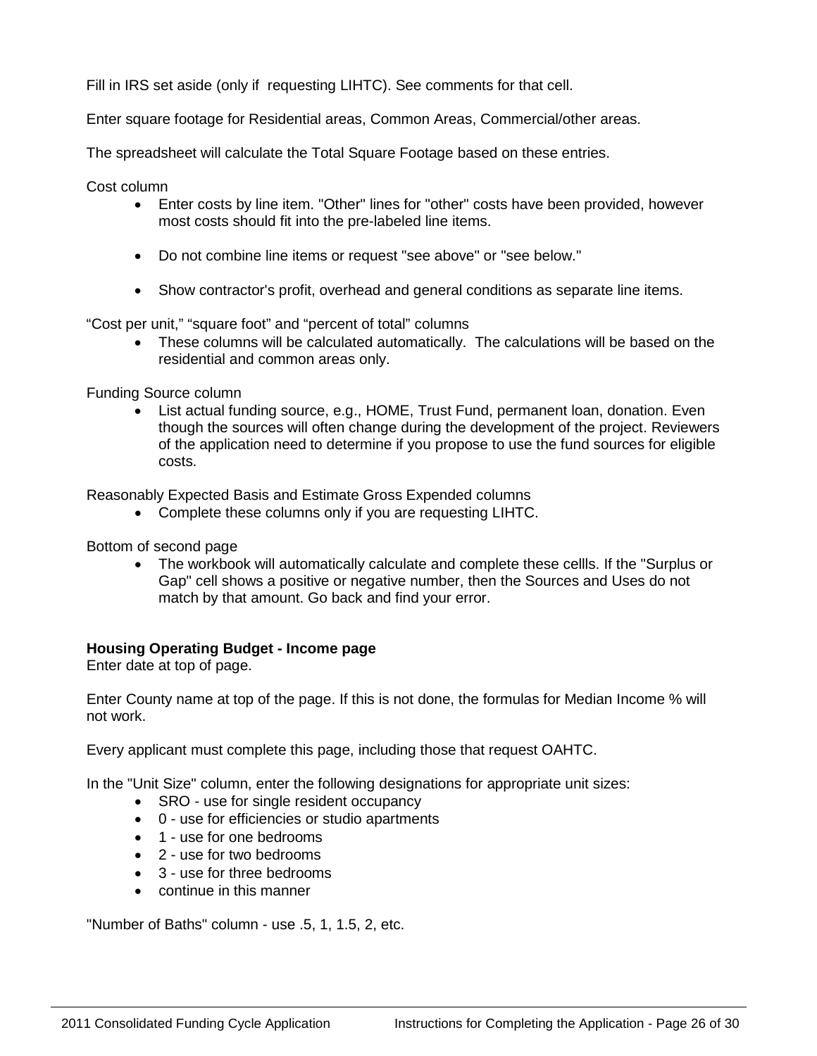Fill in IRS set aside (only if requesting LIHTC). See comments for that cell.

Enter square footage for Residential areas, Common Areas, Commercial/other areas.

The spreadsheet will calculate the Total Square Footage based on these entries.

Cost column

- Enter costs by line item. "Other" lines for "other" costs have been provided, however most costs should fit into the pre-labeled line items.
- Do not combine line items or request "see above" or "see below."
- Show contractor's profit, overhead and general conditions as separate line items.

“Cost per unit,” “square foot” and “percent of total” columns

- These columns will be calculated automatically. The calculations will be based on the residential and common areas only.

Funding Source column

- List actual funding source, e.g., HOME, Trust Fund, permanent loan, donation. Even though the sources will often change during the development of the project. Reviewers of the application need to determine if you propose to use the fund sources for eligible costs.

Reasonably Expected Basis and Estimate Gross Expended columns

- Complete these columns only if you are requesting LIHTC.

Bottom of second page

- The workbook will automatically calculate and complete these cellls. If the "Surplus or Gap" cell shows a positive or negative number, then the Sources and Uses do not match by that amount. Go back and find your error.

**Housing Operating Budget - Income page**

Enter date at top of page.

Enter County name at top of the page. If this is not done, the formulas for Median Income % will not work.

Every applicant must complete this page, including those that request OAHTC.

In the "Unit Size" column, enter the following designations for appropriate unit sizes:

- SRO - use for single resident occupancy
- 0 - use for efficiencies or studio apartments
- 1 - use for one bedrooms
- 2 - use for two bedrooms
- 3 - use for three bedrooms
- continue in this manner

"Number of Baths" column - use .5, 1, 1.5, 2, etc.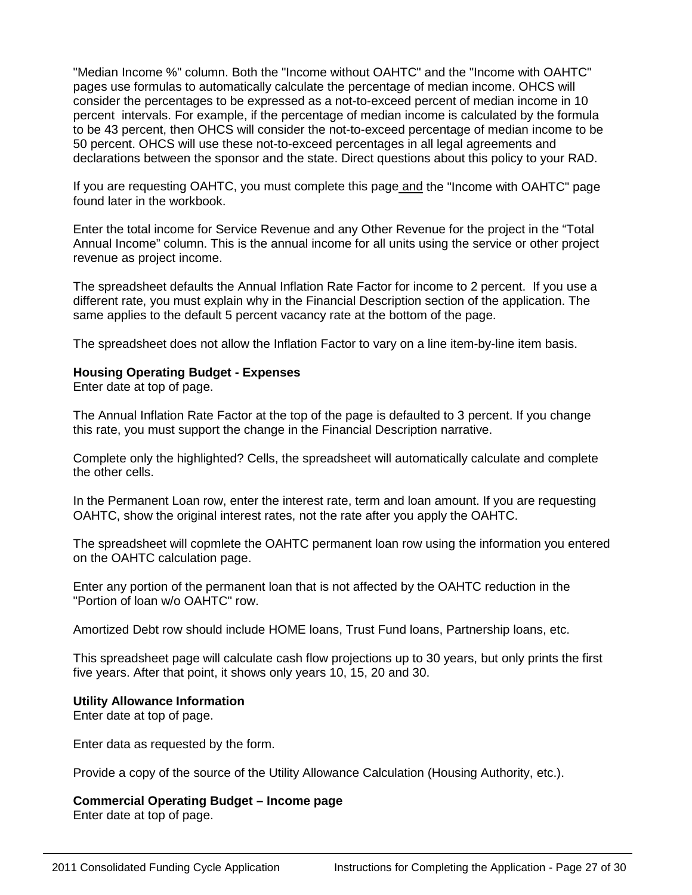"Median Income %" column. Both the "Income without OAHTC" and the "Income with OAHTC" pages use formulas to automatically calculate the percentage of median income. OHCS will consider the percentages to be expressed as a not-to-exceed percent of median income in 10 percent intervals. For example, if the percentage of median income is calculated by the formula to be 43 percent, then OHCS will consider the not-to-exceed percentage of median income to be 50 percent. OHCS will use these not-to-exceed percentages in all legal agreements and declarations between the sponsor and the state. Direct questions about this policy to your RAD.

If you are requesting OAHTC, you must complete this page <u>and</u> the "Income with OAHTC" page found later in the workbook.

Enter the total income for Service Revenue and any Other Revenue for the project in the "Total Annual Income" column. This is the annual income for all units using the service or other project revenue as project income.

The spreadsheet defaults the Annual Inflation Rate Factor for income to 2 percent. If you use a different rate, you must explain why in the Financial Description section of the application. The same applies to the default 5 percent vacancy rate at the bottom of the page.

The spreadsheet does not allow the Inflation Factor to vary on a line item-by-line item basis.

**Housing Operating Budget - Expenses**
Enter date at top of page.

The Annual Inflation Rate Factor at the top of the page is defaulted to 3 percent. If you change this rate, you must support the change in the Financial Description narrative.

Complete only the highlighted? Cells, the spreadsheet will automatically calculate and complete the other cells.

In the Permanent Loan row, enter the interest rate, term and loan amount. If you are requesting OAHTC, show the original interest rates, not the rate after you apply the OAHTC.

The spreadsheet will copmlete the OAHTC permanent loan row using the information you entered on the OAHTC calculation page.

Enter any portion of the permanent loan that is not affected by the OAHTC reduction in the "Portion of loan w/o OAHTC" row.

Amortized Debt row should include HOME loans, Trust Fund loans, Partnership loans, etc.

This spreadsheet page will calculate cash flow projections up to 30 years, but only prints the first five years. After that point, it shows only years 10, 15, 20 and 30.

**Utility Allowance Information**
Enter date at top of page.

Enter data as requested by the form.

Provide a copy of the source of the Utility Allowance Calculation (Housing Authority, etc.).

**Commercial Operating Budget – Income page**
Enter date at top of page.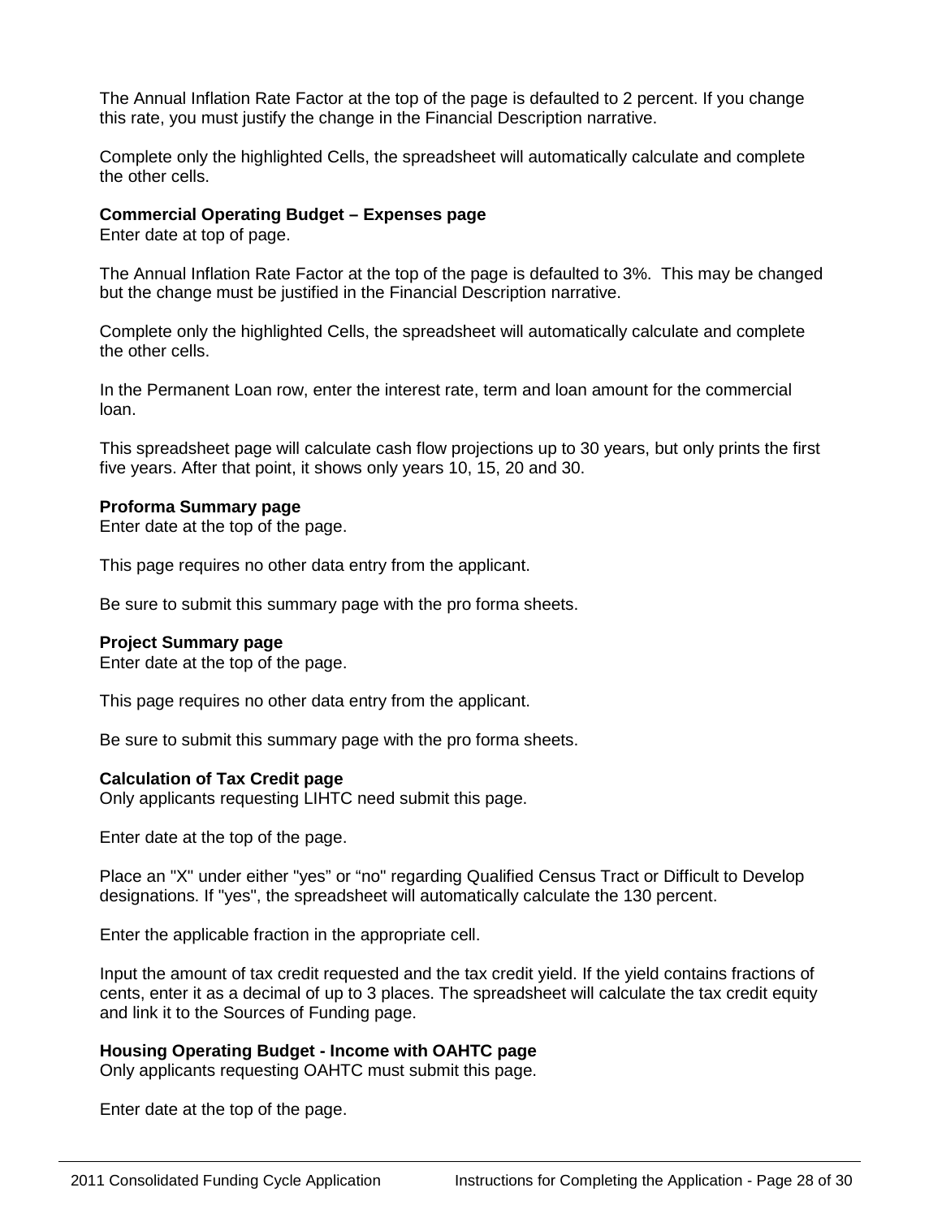The Annual Inflation Rate Factor at the top of the page is defaulted to 2 percent. If you change this rate, you must justify the change in the Financial Description narrative.

Complete only the highlighted Cells, the spreadsheet will automatically calculate and complete the other cells.

**Commercial Operating Budget – Expenses page**
Enter date at top of page.

The Annual Inflation Rate Factor at the top of the page is defaulted to 3%. This may be changed but the change must be justified in the Financial Description narrative.

Complete only the highlighted Cells, the spreadsheet will automatically calculate and complete the other cells.

In the Permanent Loan row, enter the interest rate, term and loan amount for the commercial loan.

This spreadsheet page will calculate cash flow projections up to 30 years, but only prints the first five years. After that point, it shows only years 10, 15, 20 and 30.

**Proforma Summary page**
Enter date at the top of the page.

This page requires no other data entry from the applicant.

Be sure to submit this summary page with the pro forma sheets.

**Project Summary page**
Enter date at the top of the page.

This page requires no other data entry from the applicant.

Be sure to submit this summary page with the pro forma sheets.

**Calculation of Tax Credit page**
Only applicants requesting LIHTC need submit this page.

Enter date at the top of the page.

Place an "X" under either "yes" or "no" regarding Qualified Census Tract or Difficult to Develop designations. If "yes", the spreadsheet will automatically calculate the 130 percent.

Enter the applicable fraction in the appropriate cell.

Input the amount of tax credit requested and the tax credit yield. If the yield contains fractions of cents, enter it as a decimal of up to 3 places. The spreadsheet will calculate the tax credit equity and link it to the Sources of Funding page.

**Housing Operating Budget - Income with OAHTC page**
Only applicants requesting OAHTC must submit this page.

Enter date at the top of the page.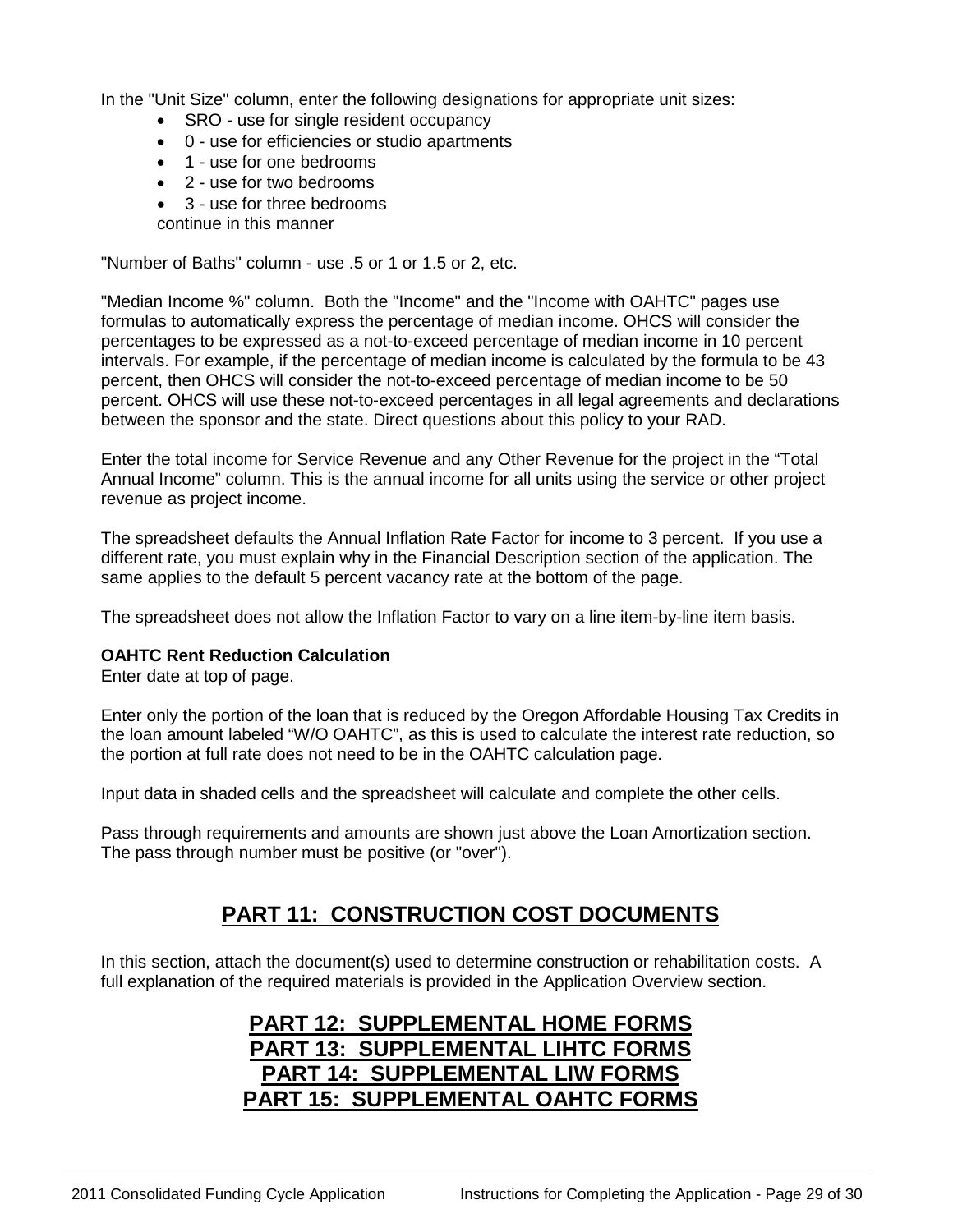In the "Unit Size" column, enter the following designations for appropriate unit sizes:

- SRO - use for single resident occupancy
- 0 - use for efficiencies or studio apartments
- 1 - use for one bedrooms
- 2 - use for two bedrooms
- 3 - use for three bedrooms

continue in this manner

"Number of Baths" column - use .5 or 1 or 1.5 or 2, etc.

"Median Income %" column. Both the "Income" and the "Income with OAHTC" pages use formulas to automatically express the percentage of median income. OHCS will consider the percentages to be expressed as a not-to-exceed percentage of median income in 10 percent intervals. For example, if the percentage of median income is calculated by the formula to be 43 percent, then OHCS will consider the not-to-exceed percentage of median income to be 50 percent. OHCS will use these not-to-exceed percentages in all legal agreements and declarations between the sponsor and the state. Direct questions about this policy to your RAD.

Enter the total income for Service Revenue and any Other Revenue for the project in the “Total Annual Income” column. This is the annual income for all units using the service or other project revenue as project income.

The spreadsheet defaults the Annual Inflation Rate Factor for income to 3 percent. If you use a different rate, you must explain why in the Financial Description section of the application. The same applies to the default 5 percent vacancy rate at the bottom of the page.

The spreadsheet does not allow the Inflation Factor to vary on a line item-by-line item basis.

**OAHTC Rent Reduction Calculation**

Enter date at top of page.

Enter only the portion of the loan that is reduced by the Oregon Affordable Housing Tax Credits in the loan amount labeled “W/O OAHTC”, as this is used to calculate the interest rate reduction, so the portion at full rate does not need to be in the OAHTC calculation page.

Input data in shaded cells and the spreadsheet will calculate and complete the other cells.

Pass through requirements and amounts are shown just above the Loan Amortization section. The pass through number must be positive (or "over").

## PART 11: CONSTRUCTION COST DOCUMENTS

In this section, attach the document(s) used to determine construction or rehabilitation costs. A full explanation of the required materials is provided in the Application Overview section.

## PART 12: SUPPLEMENTAL HOME FORMS

## PART 13: SUPPLEMENTAL LIHTC FORMS

## PART 14: SUPPLEMENTAL LIW FORMS

## PART 15: SUPPLEMENTAL OAHTC FORMS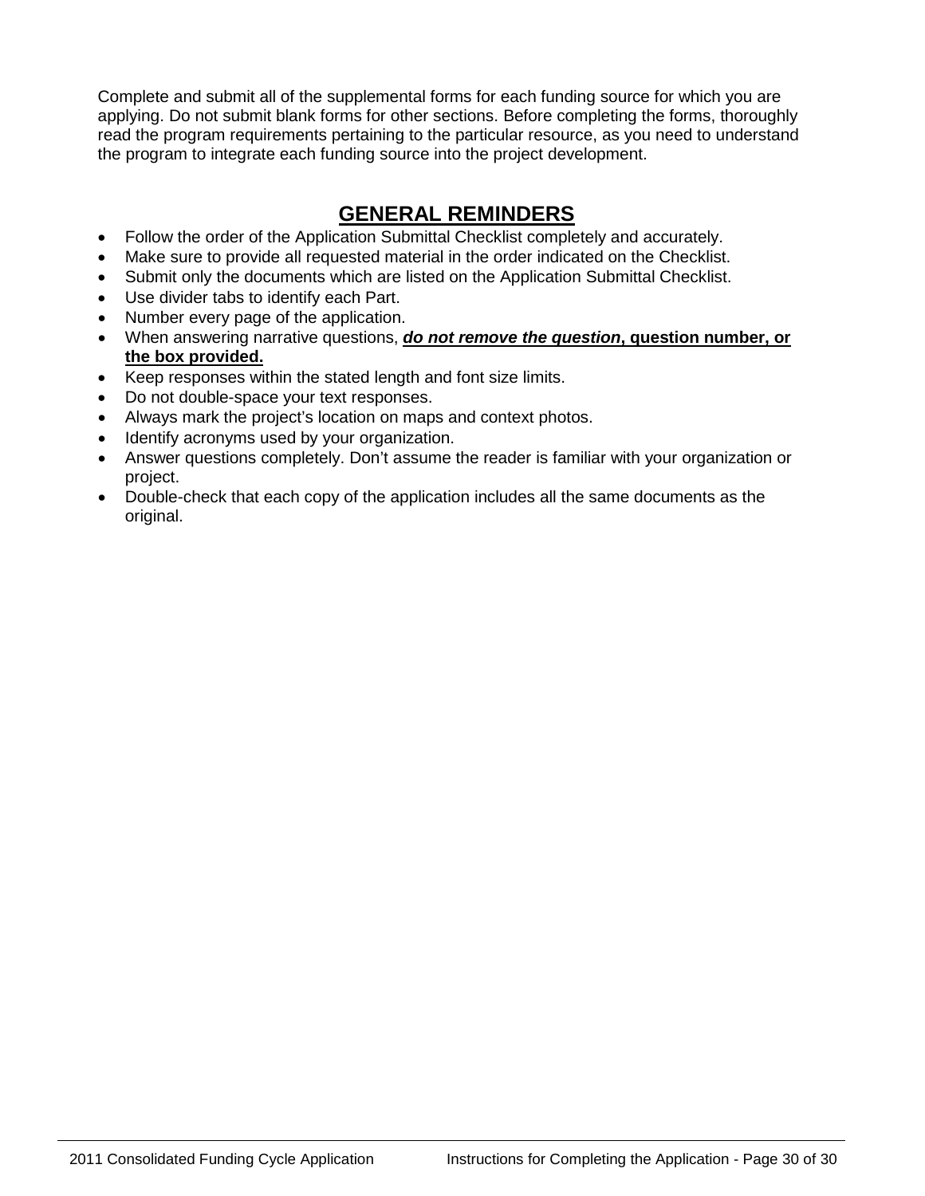Complete and submit all of the supplemental forms for each funding source for which you are applying. Do not submit blank forms for other sections. Before completing the forms, thoroughly read the program requirements pertaining to the particular resource, as you need to understand the program to integrate each funding source into the project development.

## GENERAL REMINDERS

- Follow the order of the Application Submittal Checklist completely and accurately.
- Make sure to provide all requested material in the order indicated on the Checklist.
- Submit only the documents which are listed on the Application Submittal Checklist.
- Use divider tabs to identify each Part.
- Number every page of the application.
- When answering narrative questions, ***do not remove the question*****, question number, or the box provided.**
- Keep responses within the stated length and font size limits.
- Do not double-space your text responses.
- Always mark the project's location on maps and context photos.
- Identify acronyms used by your organization.
- Answer questions completely. Don't assume the reader is familiar with your organization or project.
- Double-check that each copy of the application includes all the same documents as the original.